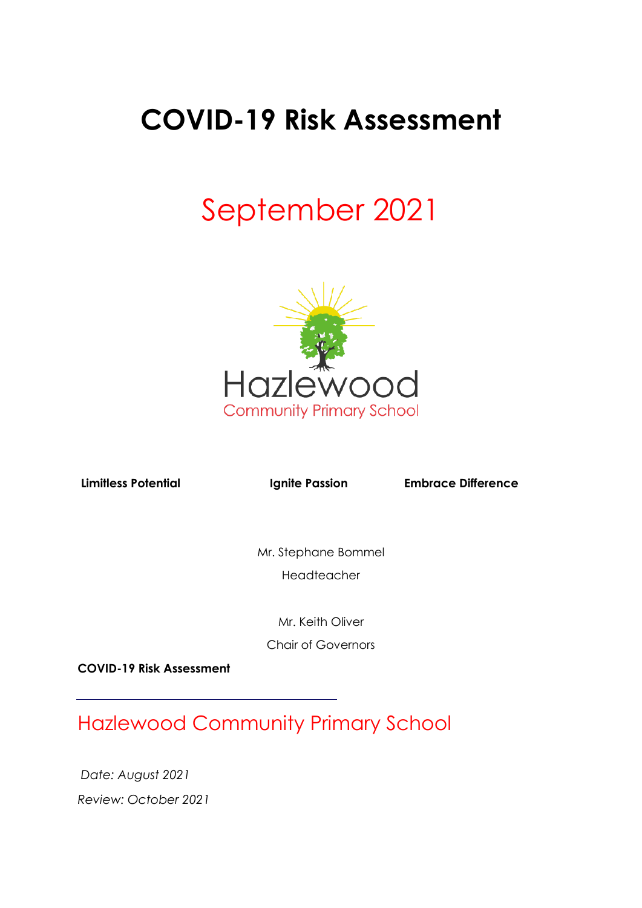# COVID-19 Risk Assessment

## September 2021

Hazlewood
Community Primary School

**Limitless Potential** **Ignite Passion** **Embrace Difference**

Mr. Stephane Bommel
Headteacher

Mr. Keith Oliver
Chair of Governors

**COVID-19 Risk Assessment**

---

## Hazlewood Community Primary School

*Date: August 2021*

*Review: October 2021*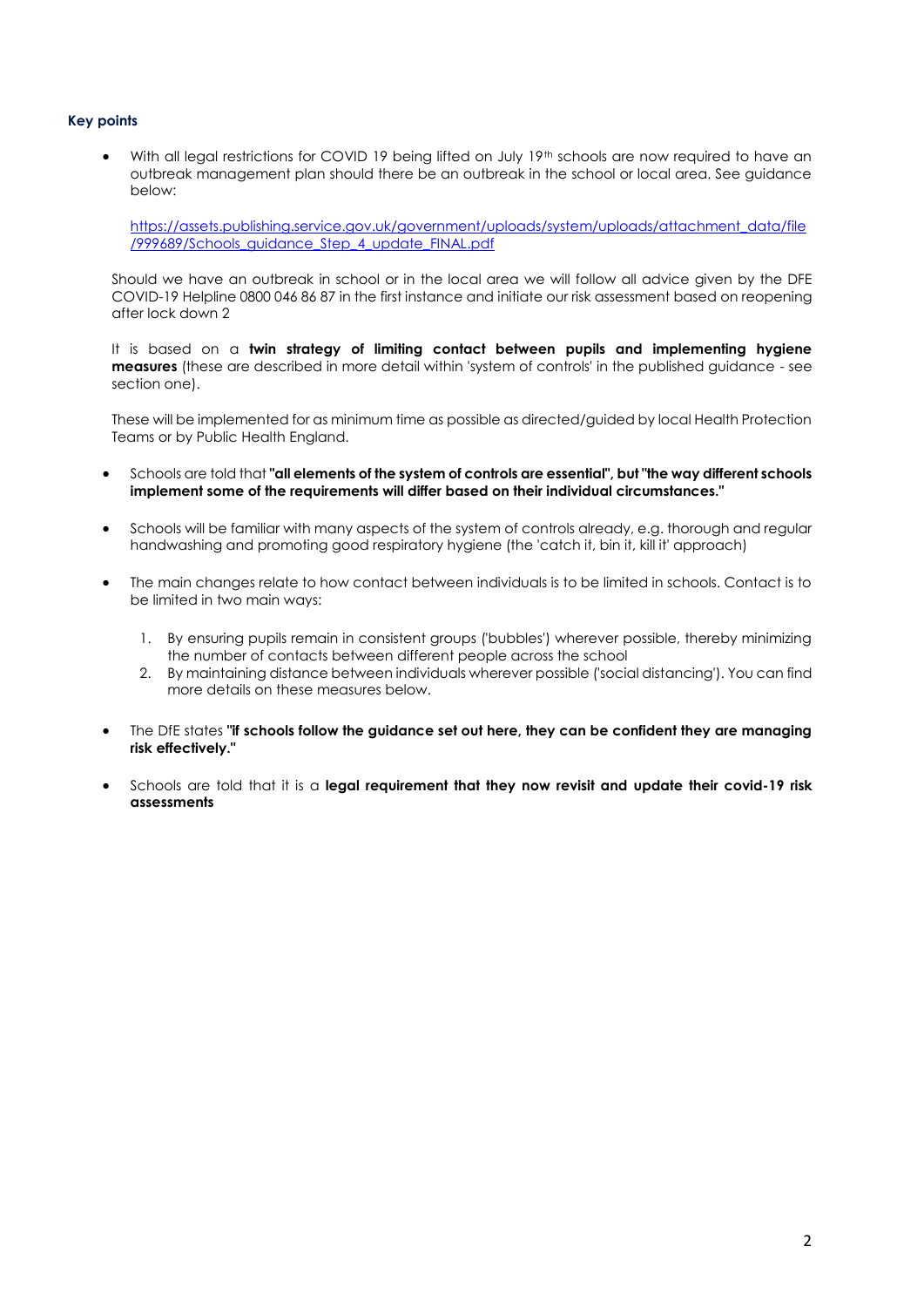### Key points

- With all legal restrictions for COVID 19 being lifted on July 19th schools are now required to have an outbreak management plan should there be an outbreak in the school or local area. See guidance below:

  [https://assets.publishing.service.gov.uk/government/uploads/system/uploads/attachment_data/file/999689/Schools_guidance_Step_4_update_FINAL.pdf](https://assets.publishing.service.gov.uk/government/uploads/system/uploads/attachment_data/file/999689/Schools_guidance_Step_4_update_FINAL.pdf)

  Should we have an outbreak in school or in the local area we will follow all advice given by the DFE COVID-19 Helpline 0800 046 86 87 in the first instance and initiate our risk assessment based on reopening after lock down 2

  It is based on a **twin strategy of limiting contact between pupils and implementing hygiene measures** (these are described in more detail within 'system of controls' in the published guidance - see section one).

  These will be implemented for as minimum time as possible as directed/guided by local Health Protection Teams or by Public Health England.

- Schools are told that **"all elements of the system of controls are essential", but "the way different schools implement some of the requirements will differ based on their individual circumstances."**

- Schools will be familiar with many aspects of the system of controls already, e.g. thorough and regular handwashing and promoting good respiratory hygiene (the 'catch it, bin it, kill it' approach)

- The main changes relate to how contact between individuals is to be limited in schools. Contact is to be limited in two main ways:

  1. By ensuring pupils remain in consistent groups ('bubbles') wherever possible, thereby minimizing the number of contacts between different people across the school
  2. By maintaining distance between individuals wherever possible ('social distancing'). You can find more details on these measures below.

- The DfE states **"if schools follow the guidance set out here, they can be confident they are managing risk effectively."**

- Schools are told that it is a **legal requirement that they now revisit and update their covid-19 risk assessments**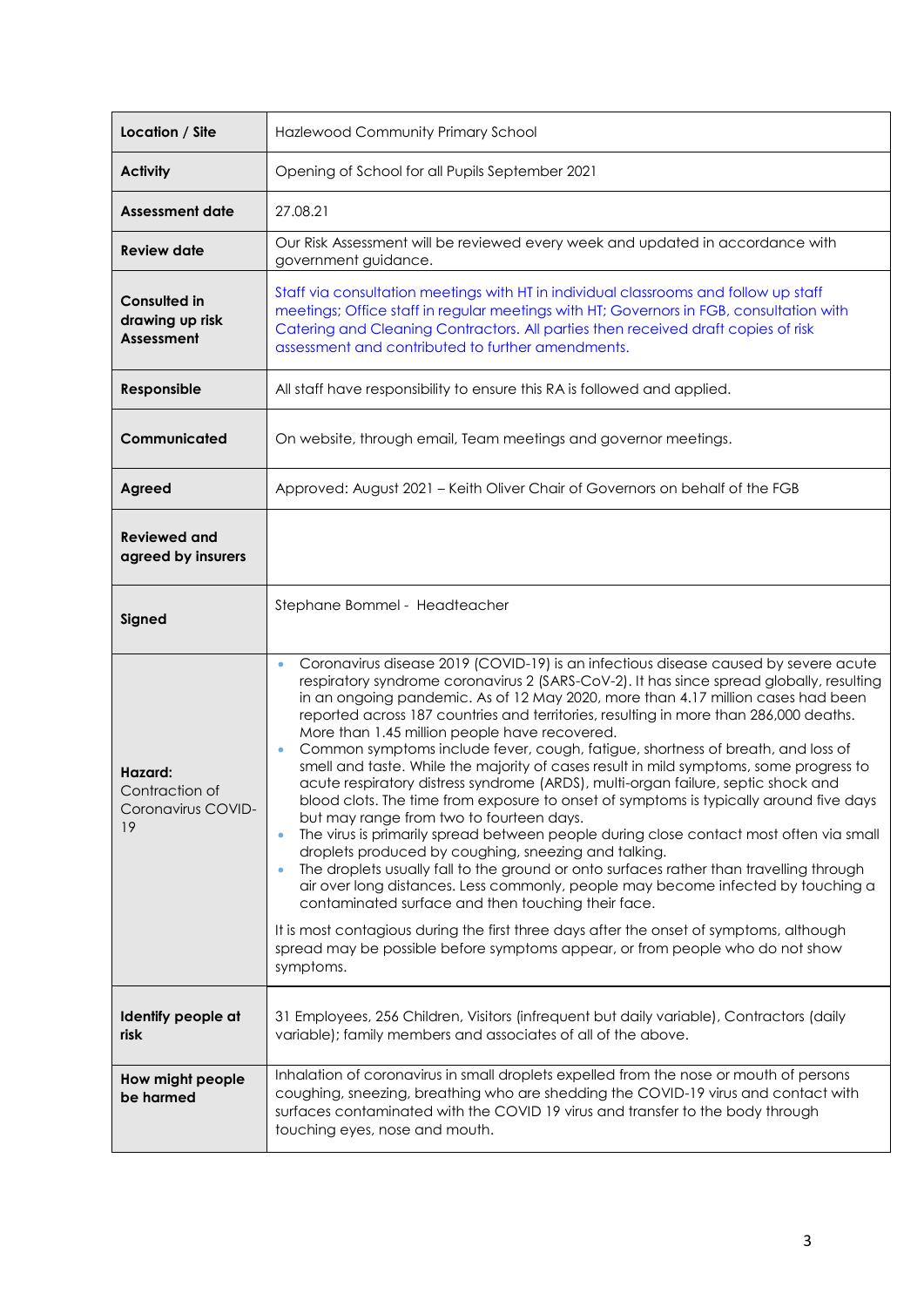| Location / Site | Hazlewood Community Primary School |
|---|---|
| **Activity** | Opening of School for all Pupils September 2021 |
| **Assessment date** | 27.08.21 |
| **Review date** | Our Risk Assessment will be reviewed every week and updated in accordance with government guidance. |
| **Consulted in drawing up risk Assessment** | Staff via consultation meetings with HT in individual classrooms and follow up staff meetings; Office staff in regular meetings with HT; Governors in FGB, consultation with Catering and Cleaning Contractors. All parties then received draft copies of risk assessment and contributed to further amendments. |
| **Responsible** | All staff have responsibility to ensure this RA is followed and applied. |
| **Communicated** | On website, through email, Team meetings and governor meetings. |
| **Agreed** | Approved: August 2021 – Keith Oliver Chair of Governors on behalf of the FGB |
| **Reviewed and agreed by insurers** | |
| **Signed** | Stephane Bommel - Headteacher |
| **Hazard:** Contraction of Coronavirus COVID-19 | • Coronavirus disease 2019 (COVID-19) is an infectious disease caused by severe acute respiratory syndrome coronavirus 2 (SARS-CoV-2). It has since spread globally, resulting in an ongoing pandemic. As of 12 May 2020, more than 4.17 million cases had been reported across 187 countries and territories, resulting in more than 286,000 deaths. More than 1.45 million people have recovered.<br>• Common symptoms include fever, cough, fatigue, shortness of breath, and loss of smell and taste. While the majority of cases result in mild symptoms, some progress to acute respiratory distress syndrome (ARDS), multi-organ failure, septic shock and blood clots. The time from exposure to onset of symptoms is typically around five days but may range from two to fourteen days.<br>• The virus is primarily spread between people during close contact most often via small droplets produced by coughing, sneezing and talking.<br>• The droplets usually fall to the ground or onto surfaces rather than travelling through air over long distances. Less commonly, people may become infected by touching a contaminated surface and then touching their face.<br><br>It is most contagious during the first three days after the onset of symptoms, although spread may be possible before symptoms appear, or from people who do not show symptoms. |
| **Identify people at risk** | 31 Employees, 256 Children, Visitors (infrequent but daily variable), Contractors (daily variable); family members and associates of all of the above. |
| **How might people be harmed** | Inhalation of coronavirus in small droplets expelled from the nose or mouth of persons coughing, sneezing, breathing who are shedding the COVID-19 virus and contact with surfaces contaminated with the COVID 19 virus and transfer to the body through touching eyes, nose and mouth. |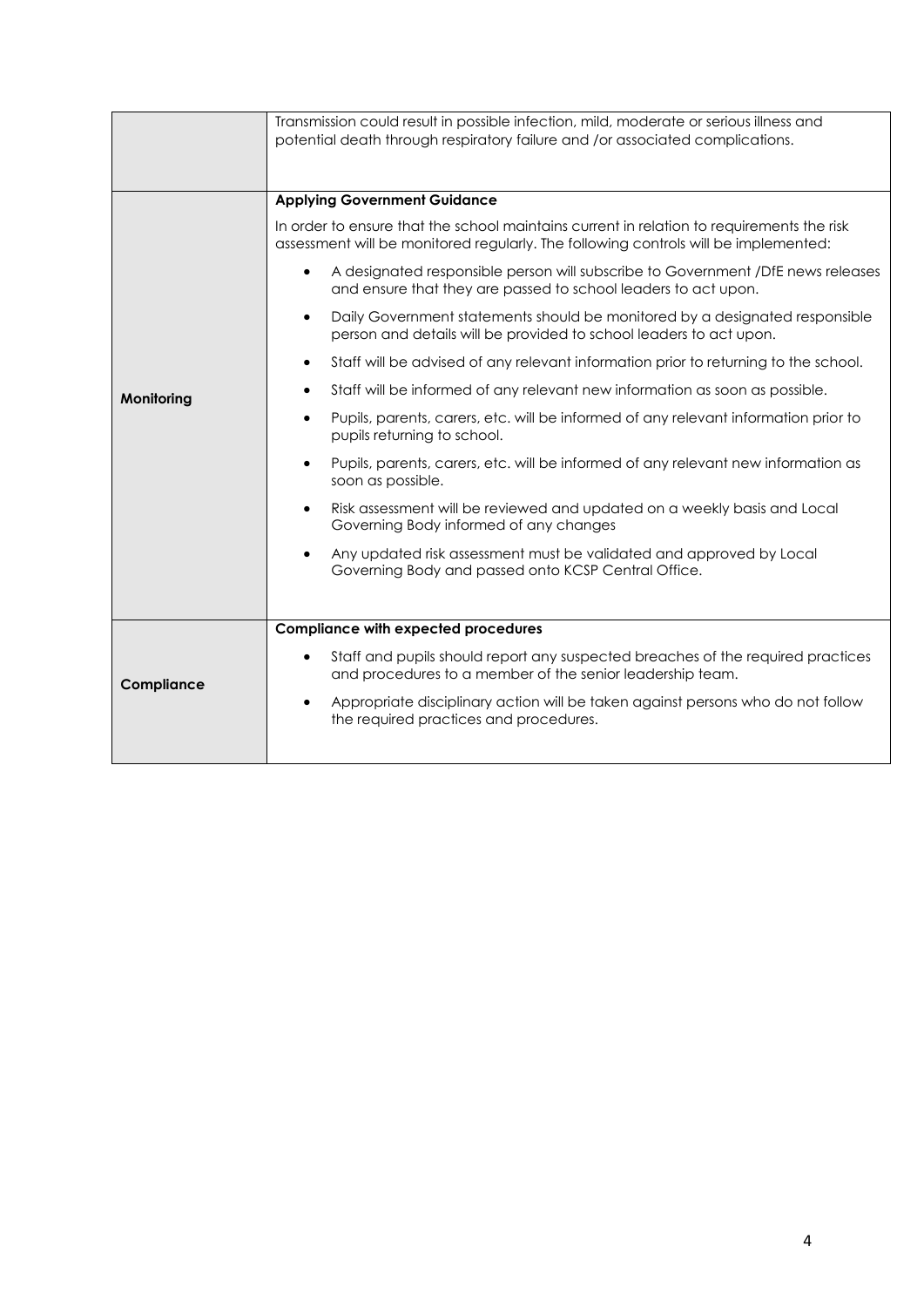| | |
|---|---|
| | Transmission could result in possible infection, mild, moderate or serious illness and potential death through respiratory failure and /or associated complications. |
| **Monitoring** | **Applying Government Guidance**<br><br>In order to ensure that the school maintains current in relation to requirements the risk assessment will be monitored regularly. The following controls will be implemented:<br><br>• A designated responsible person will subscribe to Government /DfE news releases and ensure that they are passed to school leaders to act upon.<br>• Daily Government statements should be monitored by a designated responsible person and details will be provided to school leaders to act upon.<br>• Staff will be advised of any relevant information prior to returning to the school.<br>• Staff will be informed of any relevant new information as soon as possible.<br>• Pupils, parents, carers, etc. will be informed of any relevant information prior to pupils returning to school.<br>• Pupils, parents, carers, etc. will be informed of any relevant new information as soon as possible.<br>• Risk assessment will be reviewed and updated on a weekly basis and Local Governing Body informed of any changes<br>• Any updated risk assessment must be validated and approved by Local Governing Body and passed onto KCSP Central Office. |
| **Compliance** | **Compliance with expected procedures**<br><br>• Staff and pupils should report any suspected breaches of the required practices and procedures to a member of the senior leadership team.<br>• Appropriate disciplinary action will be taken against persons who do not follow the required practices and procedures. |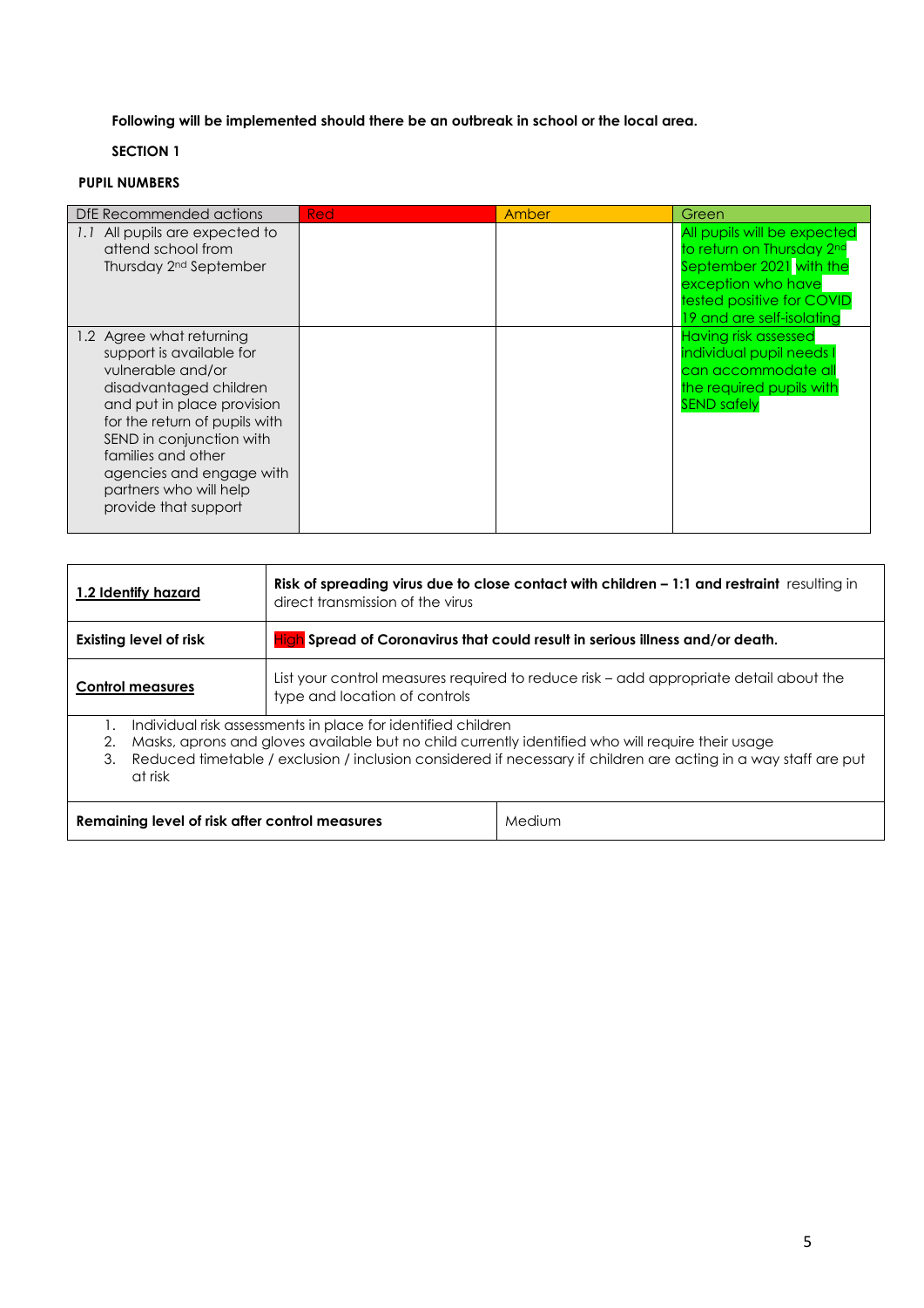**Following will be implemented should there be an outbreak in school or the local area.**

**SECTION 1**

**PUPIL NUMBERS**

| DfE Recommended actions | Red | Amber | Green |
|---|---|---|---|
| *1.1* All pupils are expected to attend school from Thursday 2nd September | | | All pupils will be expected to return on Thursday 2nd September 2021 with the exception who have tested positive for COVID 19 and are self-isolating |
| 1.2 Agree what returning support is available for vulnerable and/or disadvantaged children and put in place provision for the return of pupils with SEND in conjunction with families and other agencies and engage with partners who will help provide that support | | | Having risk assessed individual pupil needs I can accommodate all the required pupils with SEND safely |

| **1.2 Identify hazard** | **Risk of spreading virus due to close contact with children – 1:1 and restraint** resulting in direct transmission of the virus |
|---|---|
| **Existing level of risk** | High **Spread of Coronavirus that could result in serious illness and/or death.** |
| **Control measures** | List your control measures required to reduce risk – add appropriate detail about the type and location of controls |

1. Individual risk assessments in place for identified children
2. Masks, aprons and gloves available but no child currently identified who will require their usage
3. Reduced timetable / exclusion / inclusion considered if necessary if children are acting in a way staff are put at risk

| **Remaining level of risk after control measures** | Medium |
|---|---|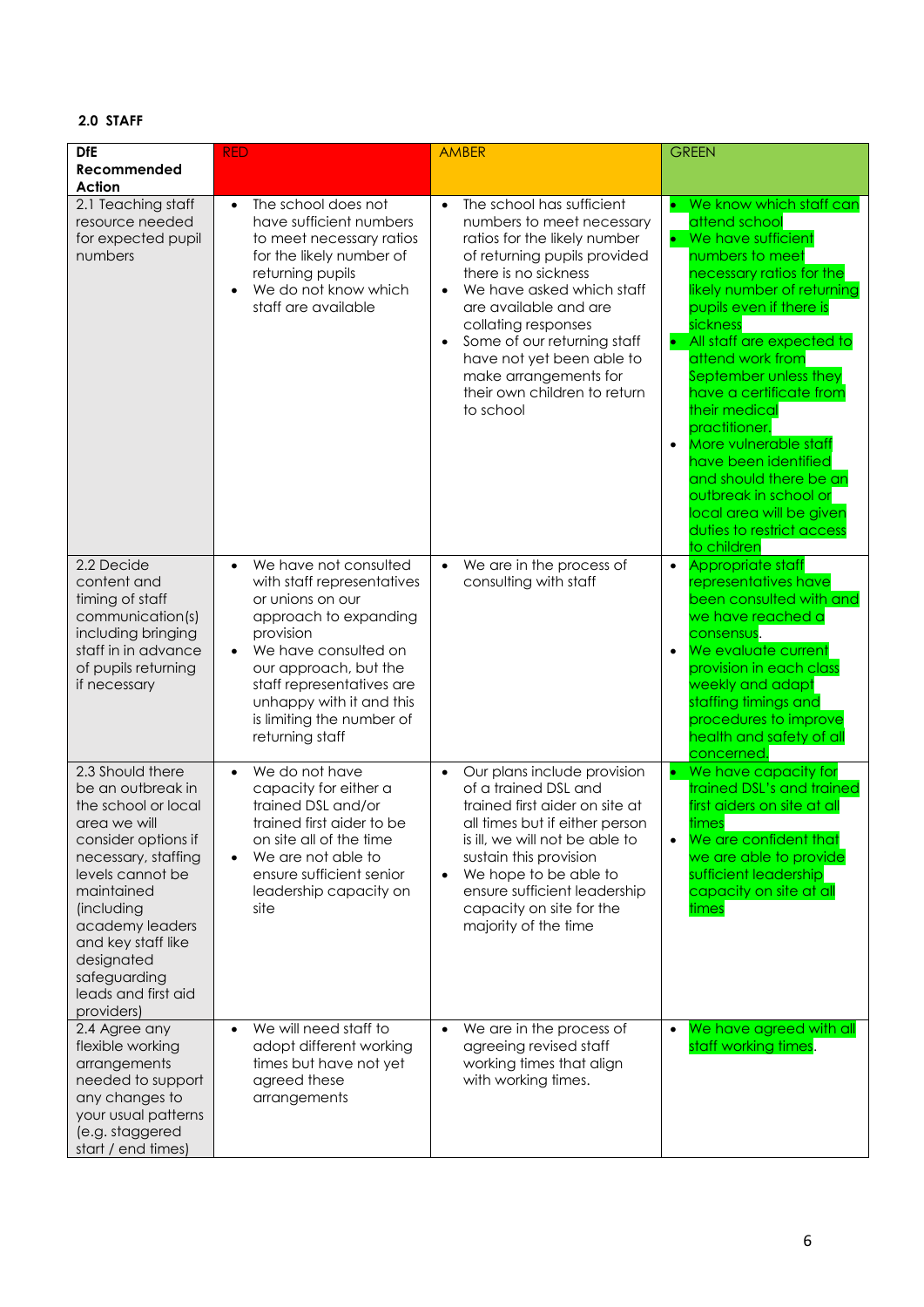## 2.0 STAFF

| DfE Recommended Action | RED | AMBER | GREEN |
|---|---|---|---|
| 2.1 Teaching staff resource needed for expected pupil numbers | • The school does not have sufficient numbers to meet necessary ratios for the likely number of returning pupils<br>• We do not know which staff are available | • The school has sufficient numbers to meet necessary ratios for the likely number of returning pupils provided there is no sickness<br>• We have asked which staff are available and are collating responses<br>• Some of our returning staff have not yet been able to make arrangements for their own children to return to school | • We know which staff can attend school<br>• We have sufficient numbers to meet necessary ratios for the likely number of returning pupils even if there is sickness<br>• All staff are expected to attend work from September unless they have a certificate from their medical practitioner.<br>• More vulnerable staff have been identified and should there be an outbreak in school or local area will be given duties to restrict access to children |
| 2.2 Decide content and timing of staff communication(s) including bringing staff in in advance of pupils returning if necessary | • We have not consulted with staff representatives or unions on our approach to expanding provision<br>• We have consulted on our approach, but the staff representatives are unhappy with it and this is limiting the number of returning staff | • We are in the process of consulting with staff | • Appropriate staff representatives have been consulted with and we have reached a consensus.<br>• We evaluate current provision in each class weekly and adapt staffing timings and procedures to improve health and safety of all concerned. |
| 2.3 Should there be an outbreak in the school or local area we will consider options if necessary, staffing levels cannot be maintained (including academy leaders and key staff like designated safeguarding leads and first aid providers) | • We do not have capacity for either a trained DSL and/or trained first aider to be on site all of the time<br>• We are not able to ensure sufficient senior leadership capacity on site | • Our plans include provision of a trained DSL and trained first aider on site at all times but if either person is ill, we will not be able to sustain this provision<br>• We hope to be able to ensure sufficient leadership capacity on site for the majority of the time | • We have capacity for trained DSL's and trained first aiders on site at all times<br>• We are confident that we are able to provide sufficient leadership capacity on site at all times |
| 2.4 Agree any flexible working arrangements needed to support any changes to your usual patterns (e.g. staggered start / end times) | • We will need staff to adopt different working times but have not yet agreed these arrangements | • We are in the process of agreeing revised staff working times that align with working times. | • We have agreed with all staff working times. |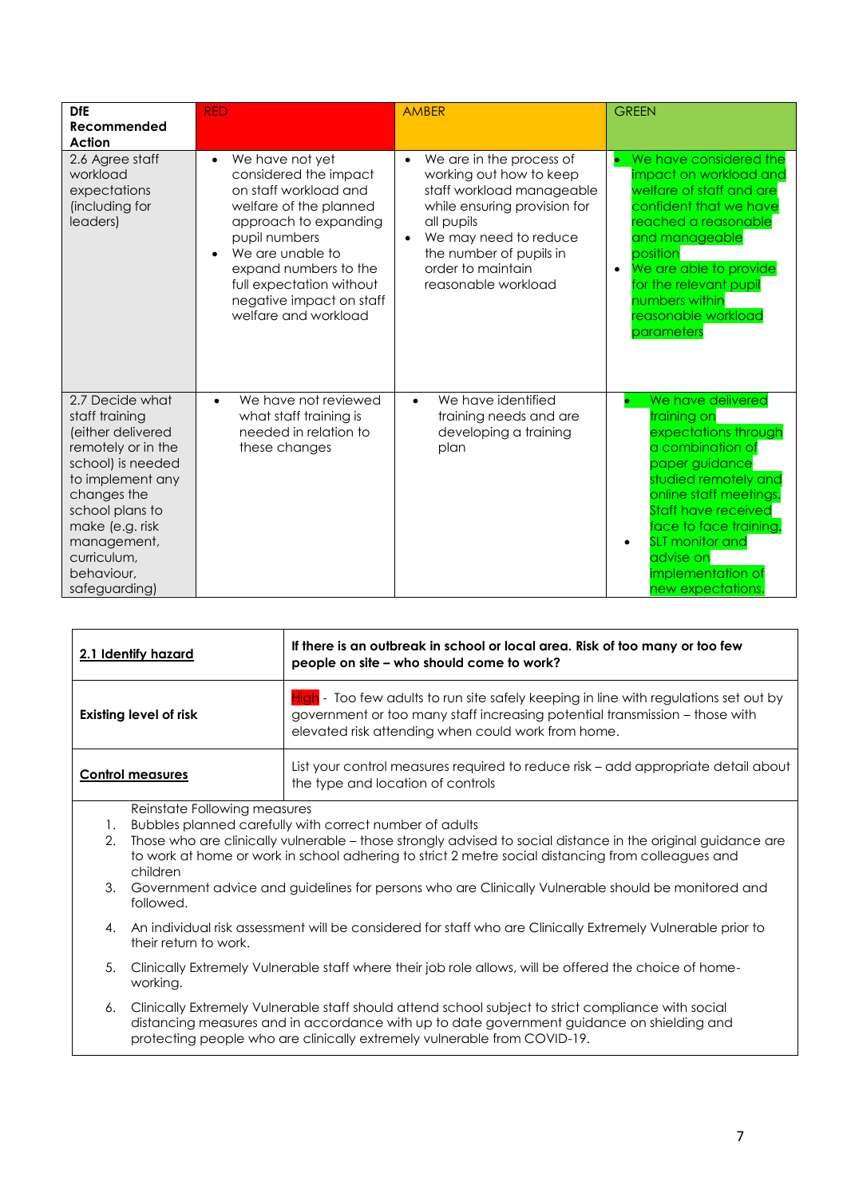| DfE Recommended Action | RED | AMBER | GREEN |
|---|---|---|---|
| 2.6 Agree staff workload expectations (including for leaders) | • We have not yet considered the impact on staff workload and welfare of the planned approach to expanding pupil numbers<br>• We are unable to expand numbers to the full expectation without negative impact on staff welfare and workload | • We are in the process of working out how to keep staff workload manageable while ensuring provision for all pupils<br>• We may need to reduce the number of pupils in order to maintain reasonable workload | • We have considered the impact on workload and welfare of staff and are confident that we have reached a reasonable and manageable position<br>• We are able to provide for the relevant pupil numbers within reasonable workload parameters |
| 2.7 Decide what staff training (either delivered remotely or in the school) is needed to implement any changes the school plans to make (e.g. risk management, curriculum, behaviour, safeguarding) | • We have not reviewed what staff training is needed in relation to these changes | • We have identified training needs and are developing a training plan | • We have delivered training on expectations through a combination of paper guidance studied remotely and online staff meetings. Staff have received face to face training.<br>• SLT monitor and advise on implementation of new expectations. |

| **2.1 Identify hazard** | **If there is an outbreak in school or local area. Risk of too many or too few people on site – who should come to work?** |
|---|---|
| **Existing level of risk** | High - Too few adults to run site safely keeping in line with regulations set out by government or too many staff increasing potential transmission – those with elevated risk attending when could work from home. |
| **Control measures** | List your control measures required to reduce risk – add appropriate detail about the type and location of controls |

Reinstate Following measures

1. Bubbles planned carefully with correct number of adults
2. Those who are clinically vulnerable – those strongly advised to social distance in the original guidance are to work at home or work in school adhering to strict 2 metre social distancing from colleagues and children
3. Government advice and guidelines for persons who are Clinically Vulnerable should be monitored and followed.
4. An individual risk assessment will be considered for staff who are Clinically Extremely Vulnerable prior to their return to work.
5. Clinically Extremely Vulnerable staff where their job role allows, will be offered the choice of home-working.
6. Clinically Extremely Vulnerable staff should attend school subject to strict compliance with social distancing measures and in accordance with up to date government guidance on shielding and protecting people who are clinically extremely vulnerable from COVID-19.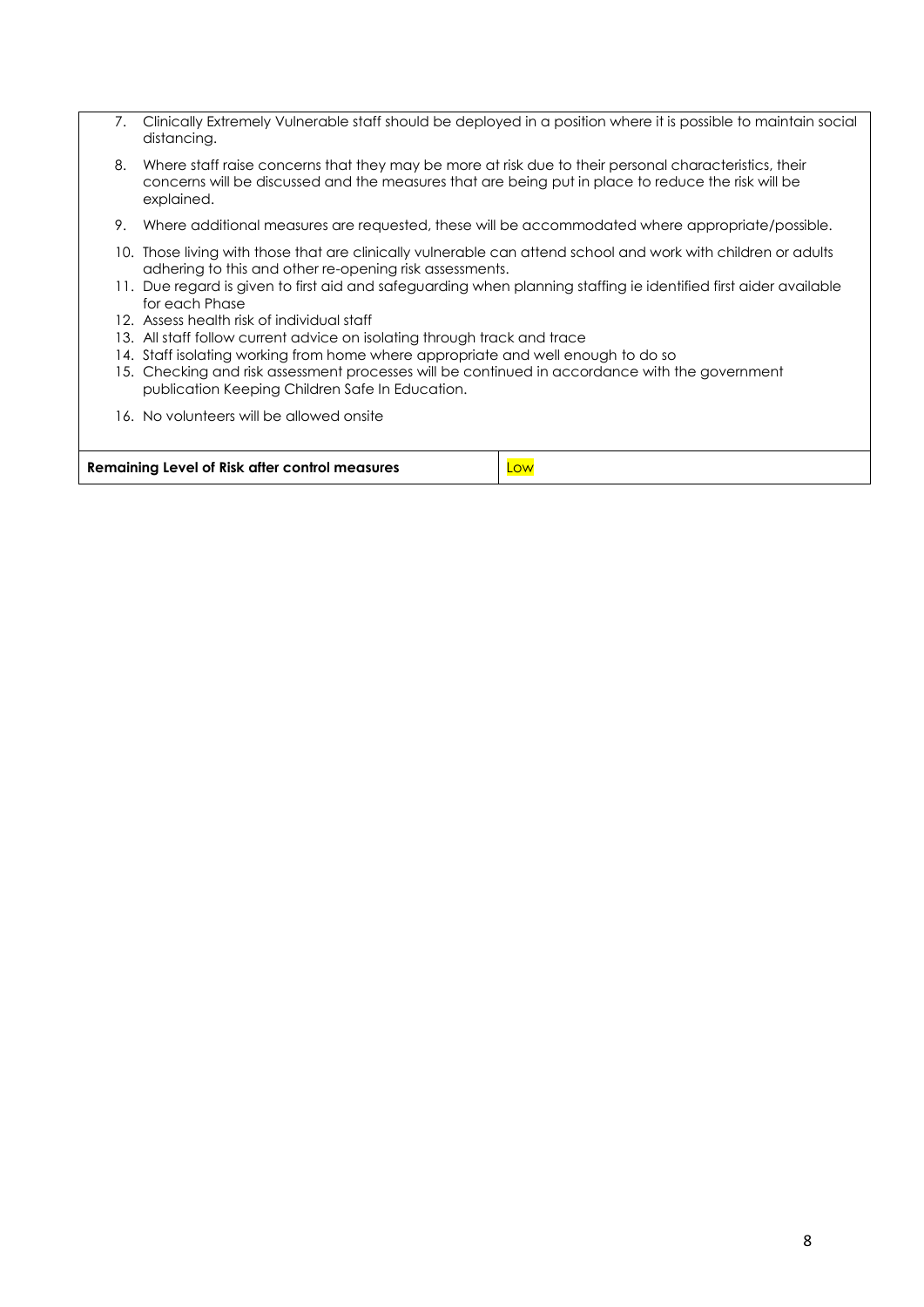7. Clinically Extremely Vulnerable staff should be deployed in a position where it is possible to maintain social distancing.
8. Where staff raise concerns that they may be more at risk due to their personal characteristics, their concerns will be discussed and the measures that are being put in place to reduce the risk will be explained.
9. Where additional measures are requested, these will be accommodated where appropriate/possible.
10. Those living with those that are clinically vulnerable can attend school and work with children or adults adhering to this and other re-opening risk assessments.
11. Due regard is given to first aid and safeguarding when planning staffing ie identified first aider available for each Phase
12. Assess health risk of individual staff
13. All staff follow current advice on isolating through track and trace
14. Staff isolating working from home where appropriate and well enough to do so
15. Checking and risk assessment processes will be continued in accordance with the government publication Keeping Children Safe In Education.
16. No volunteers will be allowed onsite

| **Remaining Level of Risk after control measures** | Low |
| --- | --- |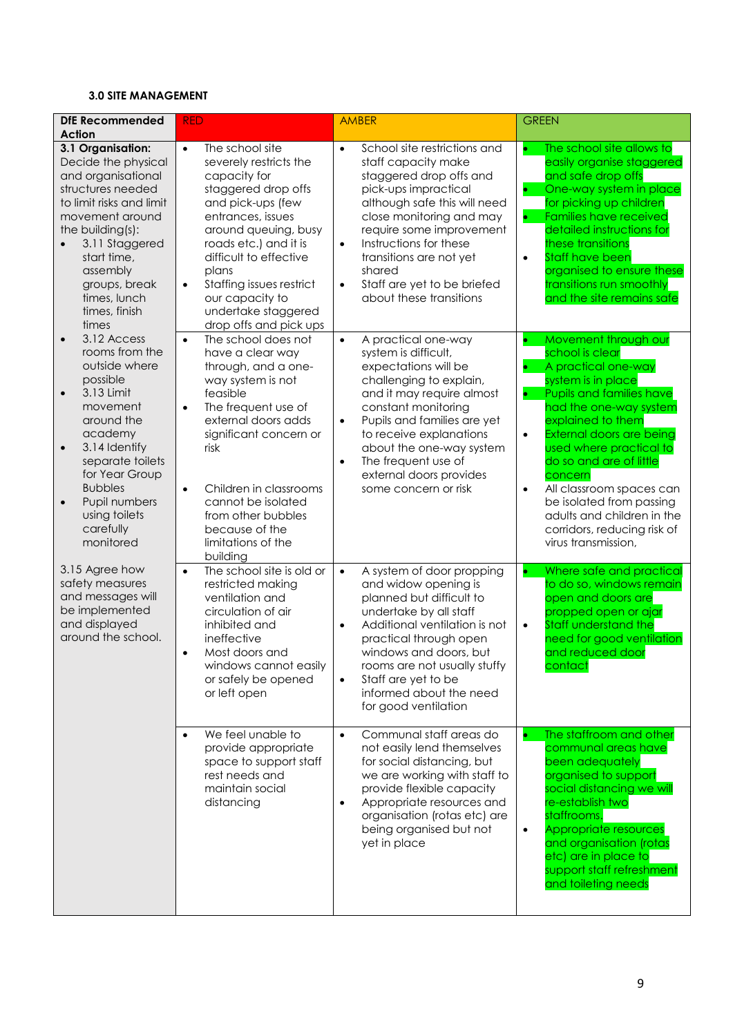**3.0 SITE MANAGEMENT**

| DfE Recommended Action | RED | AMBER | GREEN |
|---|---|---|---|
| **3.1 Organisation:** Decide the physical and organisational structures needed to limit risks and limit movement around the building(s): <br>• 3.11 Staggered start time, assembly groups, break times, lunch times, finish times | • The school site severely restricts the capacity for staggered drop offs and pick-ups (few entrances, issues around queuing, busy roads etc.) and it is difficult to effective plans<br>• Staffing issues restrict our capacity to undertake staggered drop offs and pick ups | • School site restrictions and staff capacity make staggered drop offs and pick-ups impractical although safe this will need close monitoring and may require some improvement<br>• Instructions for these transitions are not yet shared<br>• Staff are yet to be briefed about these transitions | • The school site allows to easily organise staggered and safe drop offs<br>• One-way system in place for picking up children<br>• Families have received detailed instructions for these transitions<br>• Staff have been organised to ensure these transitions run smoothly and the site remains safe |
| • 3.12 Access rooms from the outside where possible<br>• 3.13 Limit movement around the academy<br>• 3.14 Identify separate toilets for Year Group Bubbles<br>• Pupil numbers using toilets carefully monitored | • The school does not have a clear way through, and a one-way system is not feasible<br>• The frequent use of external doors adds significant concern or risk<br>• Children in classrooms cannot be isolated from other bubbles because of the limitations of the building | • A practical one-way system is difficult, expectations will be challenging to explain, and it may require almost constant monitoring<br>• Pupils and families are yet to receive explanations about the one-way system<br>• The frequent use of external doors provides some concern or risk | • Movement through our school is clear<br>• A practical one-way system is in place<br>• Pupils and families have had the one-way system explained to them<br>• External doors are being used where practical to do so and are of little concern<br>• All classroom spaces can be isolated from passing adults and children in the corridors, reducing risk of virus transmission, |
| 3.15 Agree how safety measures and messages will be implemented and displayed around the school. | • The school site is old or restricted making ventilation and circulation of air inhibited and ineffective<br>• Most doors and windows cannot easily or safely be opened or left open | • A system of door propping and widow opening is planned but difficult to undertake by all staff<br>• Additional ventilation is not practical through open windows and doors, but rooms are not usually stuffy<br>• Staff are yet to be informed about the need for good ventilation | • Where safe and practical to do so, windows remain open and doors are propped open or ajar<br>• Staff understand the need for good ventilation and reduced door contact |
| | • We feel unable to provide appropriate space to support staff rest needs and maintain social distancing | • Communal staff areas do not easily lend themselves for social distancing, but we are working with staff to provide flexible capacity<br>• Appropriate resources and organisation (rotas etc) are being organised but not yet in place | • The staffroom and other communal areas have been adequately organised to support social distancing we will re-establish two staffrooms.<br>• Appropriate resources and organisation (rotas etc) are in place to support staff refreshment and toileting needs |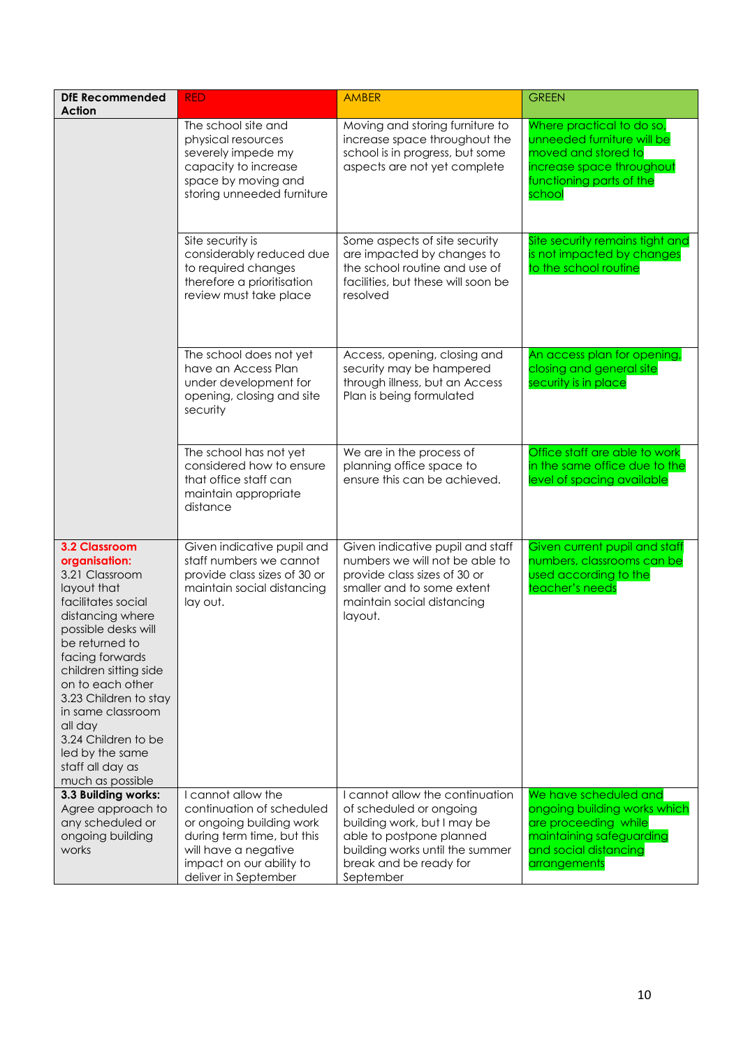| DfE Recommended Action | RED | AMBER | GREEN |
|---|---|---|---|
| | The school site and physical resources severely impede my capacity to increase space by moving and storing unneeded furniture | Moving and storing furniture to increase space throughout the school is in progress, but some aspects are not yet complete | Where practical to do so, unneeded furniture will be moved and stored to increase space throughout functioning parts of the school |
| | Site security is considerably reduced due to required changes therefore a prioritisation review must take place | Some aspects of site security are impacted by changes to the school routine and use of facilities, but these will soon be resolved | Site security remains tight and is not impacted by changes to the school routine |
| | The school does not yet have an Access Plan under development for opening, closing and site security | Access, opening, closing and security may be hampered through illness, but an Access Plan is being formulated | An access plan for opening, closing and general site security is in place |
| | The school has not yet considered how to ensure that office staff can maintain appropriate distance | We are in the process of planning office space to ensure this can be achieved. | Office staff are able to work in the same office due to the level of spacing available |
| **3.2 Classroom organisation:** 3.21 Classroom layout that facilitates social distancing where possible desks will be returned to facing forwards children sitting side on to each other 3.23 Children to stay in same classroom all day 3.24 Children to be led by the same staff all day as much as possible | Given indicative pupil and staff numbers we cannot provide class sizes of 30 or maintain social distancing lay out. | Given indicative pupil and staff numbers we will not be able to provide class sizes of 30 or smaller and to some extent maintain social distancing layout. | Given current pupil and staff numbers, classrooms can be used according to the teacher's needs |
| **3.3 Building works:** Agree approach to any scheduled or ongoing building works | I cannot allow the continuation of scheduled or ongoing building work during term time, but this will have a negative impact on our ability to deliver in September | I cannot allow the continuation of scheduled or ongoing building work, but I may be able to postpone planned building works until the summer break and be ready for September | We have scheduled and ongoing building works which are proceeding while maintaining safeguarding and social distancing arrangements |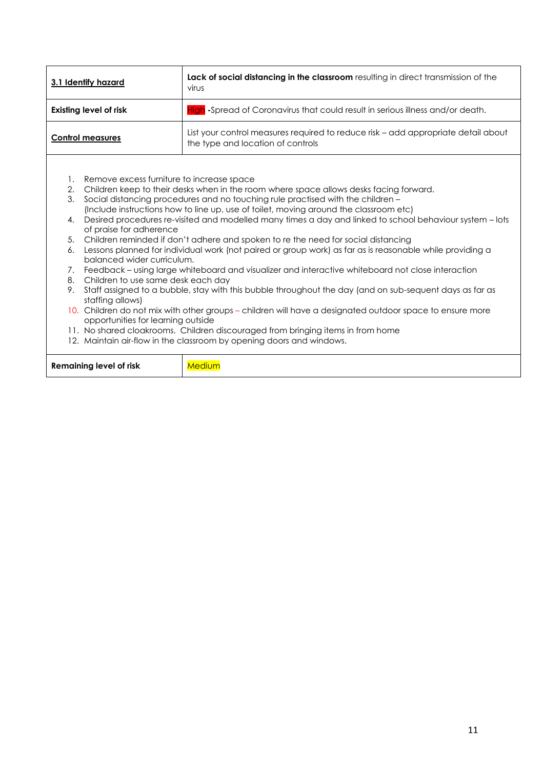| **3.1 Identify hazard** | **Lack of social distancing in the classroom** resulting in direct transmission of the virus |
|---|---|
| **Existing level of risk** | High **-**Spread of Coronavirus that could result in serious illness and/or death. |
| **Control measures** | List your control measures required to reduce risk – add appropriate detail about the type and location of controls |

1. Remove excess furniture to increase space
2. Children keep to their desks when in the room where space allows desks facing forward.
3. Social distancing procedures and no touching rule practised with the children – (Include instructions how to line up, use of toilet, moving around the classroom etc)
4. Desired procedures re-visited and modelled many times a day and linked to school behaviour system – lots of praise for adherence
5. Children reminded if don't adhere and spoken to re the need for social distancing
6. Lessons planned for individual work (not paired or group work) as far as is reasonable while providing a balanced wider curriculum.
7. Feedback – using large whiteboard and visualizer and interactive whiteboard not close interaction
8. Children to use same desk each day
9. Staff assigned to a bubble, stay with this bubble throughout the day (and on sub-sequent days as far as staffing allows)
10. Children do not mix with other groups – children will have a designated outdoor space to ensure more opportunities for learning outside
11. No shared cloakrooms. Children discouraged from bringing items in from home
12. Maintain air-flow in the classroom by opening doors and windows.

| **Remaining level of risk** | Medium |
|---|---|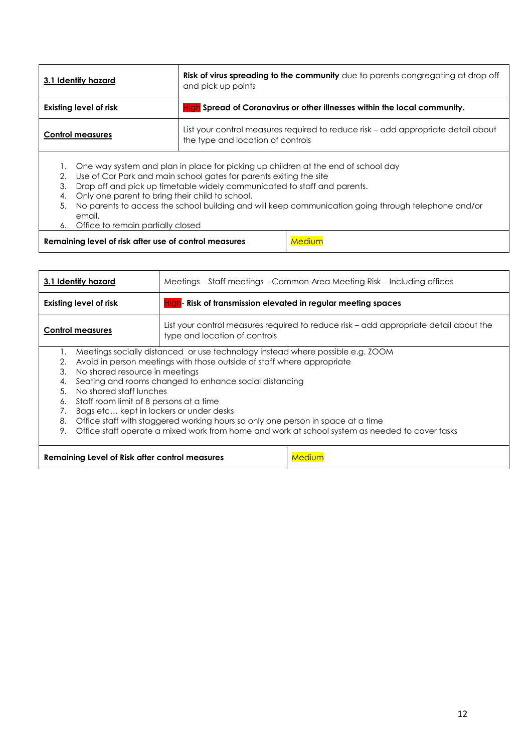| **3.1 Identify hazard** | **Risk of virus spreading to the community** due to parents congregating at drop off and pick up points |
|---|---|
| **Existing level of risk** | High **Spread of Coronavirus or other illnesses within the local community.** |
| **Control measures** | List your control measures required to reduce risk – add appropriate detail about the type and location of controls |

1. One way system and plan in place for picking up children at the end of school day
2. Use of Car Park and main school gates for parents exiting the site
3. Drop off and pick up timetable widely communicated to staff and parents.
4. Only one parent to bring their child to school.
5. No parents to access the school building and will keep communication going through telephone and/or email.
6. Office to remain partially closed

| **Remaining level of risk after use of control measures** | Medium |
|---|---|

| **3.1 Identify hazard** | Meetings – Staff meetings – Common Area Meeting Risk – Including offices |
|---|---|
| **Existing level of risk** | High- **Risk of transmission elevated in regular meeting spaces** |
| **Control measures** | List your control measures required to reduce risk – add appropriate detail about the type and location of controls |

1. Meetings socially distanced or use technology instead where possible e.g. ZOOM
2. Avoid in person meetings with those outside of staff where appropriate
3. No shared resource in meetings
4. Seating and rooms changed to enhance social distancing
5. No shared staff lunches
6. Staff room limit of 8 persons at a time
7. Bags etc… kept in lockers or under desks
8. Office staff with staggered working hours so only one person in space at a time
9. Office staff operate a mixed work from home and work at school system as needed to cover tasks

| **Remaining Level of Risk after control measures** | Medium |
|---|---|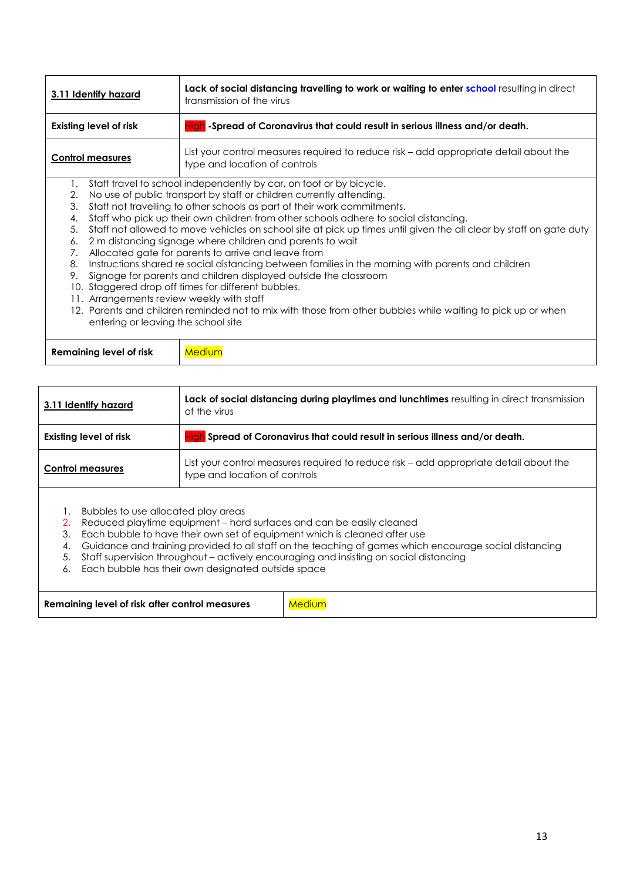| **3.11 Identify hazard** | **Lack of social distancing travelling to work or waiting to enter school** resulting in direct transmission of the virus |
|---|---|
| **Existing level of risk** | High **-Spread of Coronavirus that could result in serious illness and/or death.** |
| **Control measures** | List your control measures required to reduce risk – add appropriate detail about the type and location of controls |

1. Staff travel to school independently by car, on foot or by bicycle.
2. No use of public transport by staff or children currently attending.
3. Staff not travelling to other schools as part of their work commitments.
4. Staff who pick up their own children from other schools adhere to social distancing.
5. Staff not allowed to move vehicles on school site at pick up times until given the all clear by staff on gate duty
6. 2 m distancing signage where children and parents to wait
7. Allocated gate for parents to arrive and leave from
8. Instructions shared re social distancing between families in the morning with parents and children
9. Signage for parents and children displayed outside the classroom
10. Staggered drop off times for different bubbles.
11. Arrangements review weekly with staff
12. Parents and children reminded not to mix with those from other bubbles while waiting to pick up or when entering or leaving the school site

| **Remaining level of risk** | Medium |
|---|---|

| **3.11 Identify hazard** | **Lack of social distancing during playtimes and lunchtimes** resulting in direct transmission of the virus |
|---|---|
| **Existing level of risk** | High **Spread of Coronavirus that could result in serious illness and/or death.** |
| **Control measures** | List your control measures required to reduce risk – add appropriate detail about the type and location of controls |

1. Bubbles to use allocated play areas
2. Reduced playtime equipment – hard surfaces and can be easily cleaned
3. Each bubble to have their own set of equipment which is cleaned after use
4. Guidance and training provided to all staff on the teaching of games which encourage social distancing
5. Staff supervision throughout – actively encouraging and insisting on social distancing
6. Each bubble has their own designated outside space

| **Remaining level of risk after control measures** | Medium |
|---|---|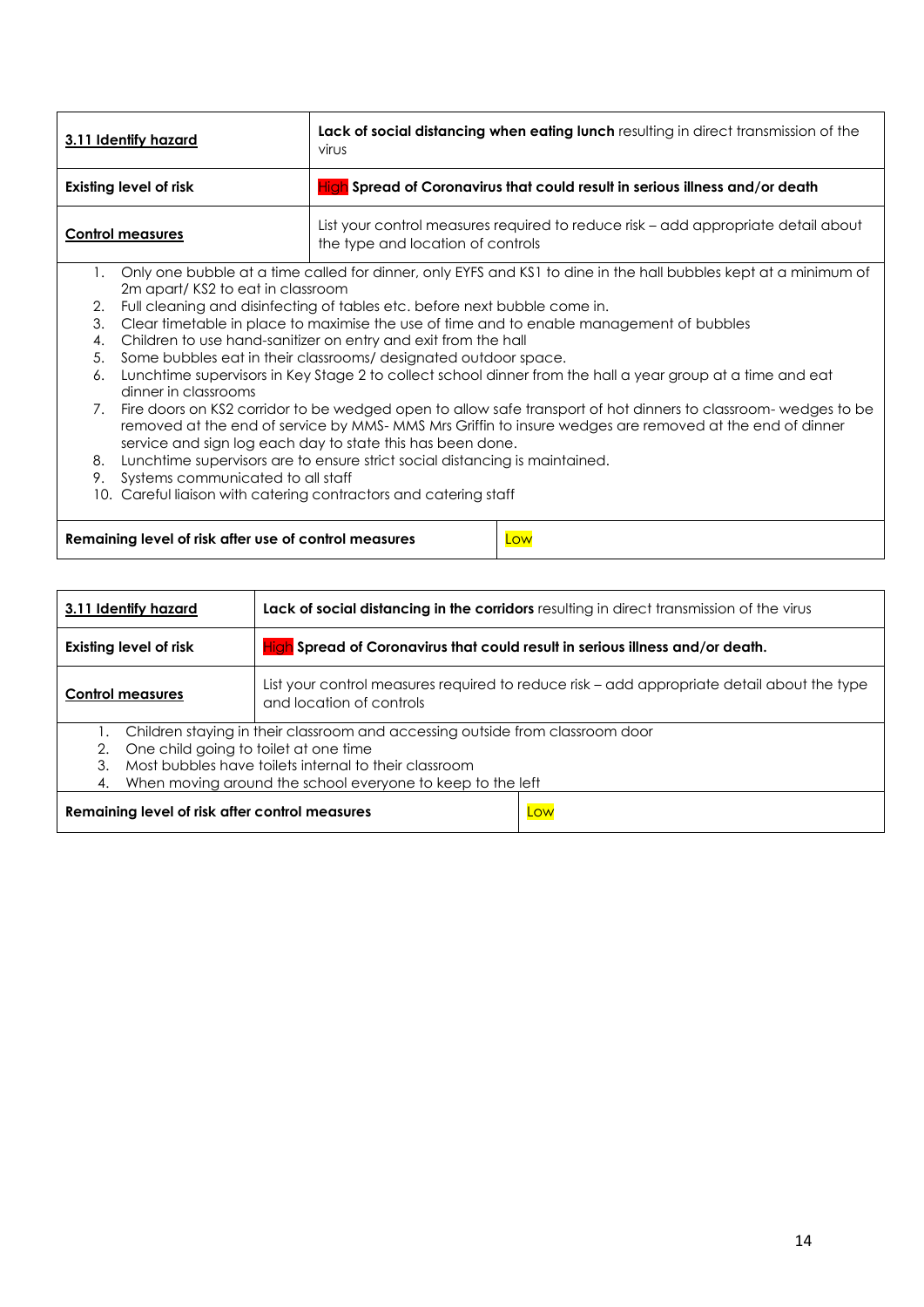| **3.11 Identify hazard** | **Lack of social distancing when eating lunch** resulting in direct transmission of the virus |
|---|---|
| **Existing level of risk** | High **Spread of Coronavirus that could result in serious illness and/or death** |
| **Control measures** | List your control measures required to reduce risk – add appropriate detail about the type and location of controls |

1. Only one bubble at a time called for dinner, only EYFS and KS1 to dine in the hall bubbles kept at a minimum of 2m apart/ KS2 to eat in classroom
2. Full cleaning and disinfecting of tables etc. before next bubble come in.
3. Clear timetable in place to maximise the use of time and to enable management of bubbles
4. Children to use hand-sanitizer on entry and exit from the hall
5. Some bubbles eat in their classrooms/ designated outdoor space.
6. Lunchtime supervisors in Key Stage 2 to collect school dinner from the hall a year group at a time and eat dinner in classrooms
7. Fire doors on KS2 corridor to be wedged open to allow safe transport of hot dinners to classroom- wedges to be removed at the end of service by MMS- MMS Mrs Griffin to insure wedges are removed at the end of dinner service and sign log each day to state this has been done.
8. Lunchtime supervisors are to ensure strict social distancing is maintained.
9. Systems communicated to all staff
10. Careful liaison with catering contractors and catering staff

| **Remaining level of risk after use of control measures** | Low |
|---|---|

| **3.11 Identify hazard** | **Lack of social distancing in the corridors** resulting in direct transmission of the virus |
|---|---|
| **Existing level of risk** | High **Spread of Coronavirus that could result in serious illness and/or death.** |
| **Control measures** | List your control measures required to reduce risk – add appropriate detail about the type and location of controls |

1. Children staying in their classroom and accessing outside from classroom door
2. One child going to toilet at one time
3. Most bubbles have toilets internal to their classroom
4. When moving around the school everyone to keep to the left

| **Remaining level of risk after control measures** | Low |
|---|---|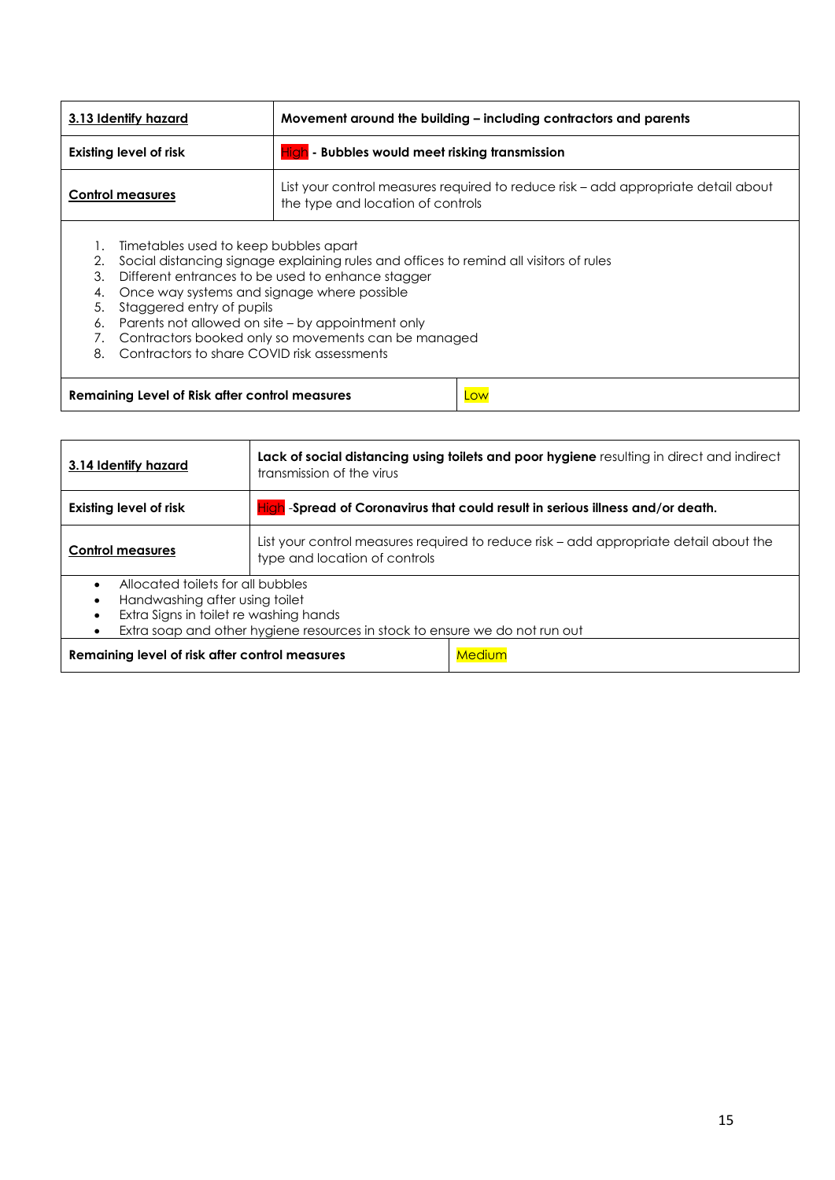| **3.13 Identify hazard** | **Movement around the building – including contractors and parents** |
|---|---|
| **Existing level of risk** | High - **Bubbles would meet risking transmission** |
| **Control measures** | List your control measures required to reduce risk – add appropriate detail about the type and location of controls |

1. Timetables used to keep bubbles apart
2. Social distancing signage explaining rules and offices to remind all visitors of rules
3. Different entrances to be used to enhance stagger
4. Once way systems and signage where possible
5. Staggered entry of pupils
6. Parents not allowed on site – by appointment only
7. Contractors booked only so movements can be managed
8. Contractors to share COVID risk assessments

| **Remaining Level of Risk after control measures** | Low |
|---|---|

| **3.14 Identify hazard** | **Lack of social distancing using toilets and poor hygiene** resulting in direct and indirect transmission of the virus |
|---|---|
| **Existing level of risk** | High -**Spread of Coronavirus that could result in serious illness and/or death.** |
| **Control measures** | List your control measures required to reduce risk – add appropriate detail about the type and location of controls |

- Allocated toilets for all bubbles
- Handwashing after using toilet
- Extra Signs in toilet re washing hands
- Extra soap and other hygiene resources in stock to ensure we do not run out

| **Remaining level of risk after control measures** | Medium |
|---|---|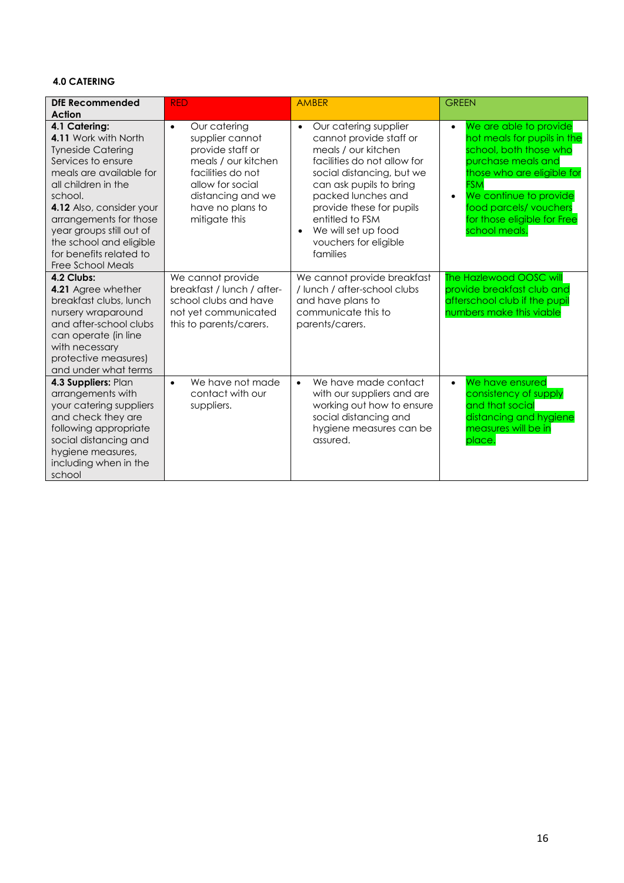**4.0 CATERING**

| DfE Recommended Action | RED | AMBER | GREEN |
|---|---|---|---|
| **4.1 Catering:** **4.11** Work with North Tyneside Catering Services to ensure meals are available for all children in the school. **4.12** Also, consider your arrangements for those year groups still out of the school and eligible for benefits related to Free School Meals | • Our catering supplier cannot provide staff or meals / our kitchen facilities do not allow for social distancing and we have no plans to mitigate this | • Our catering supplier cannot provide staff or meals / our kitchen facilities do not allow for social distancing, but we can ask pupils to bring packed lunches and provide these for pupils entitled to FSM<br>• We will set up food vouchers for eligible families | • We are able to provide hot meals for pupils in the school, both those who purchase meals and those who are eligible for FSM<br>• We continue to provide food parcels/ vouchers for those eligible for Free school meals. |
| **4.2 Clubs:** **4.21** Agree whether breakfast clubs, lunch nursery wraparound and after-school clubs can operate (in line with necessary protective measures) and under what terms | We cannot provide breakfast / lunch / after-school clubs and have not yet communicated this to parents/carers. | We cannot provide breakfast / lunch / after-school clubs and have plans to communicate this to parents/carers. | The Hazlewood OOSC will provide breakfast club and afterschool club if the pupil numbers make this viable |
| **4.3 Suppliers:** Plan arrangements with your catering suppliers and check they are following appropriate social distancing and hygiene measures, including when in the school | • We have not made contact with our suppliers. | • We have made contact with our suppliers and are working out how to ensure social distancing and hygiene measures can be assured. | • We have ensured consistency of supply and that social distancing and hygiene measures will be in place. |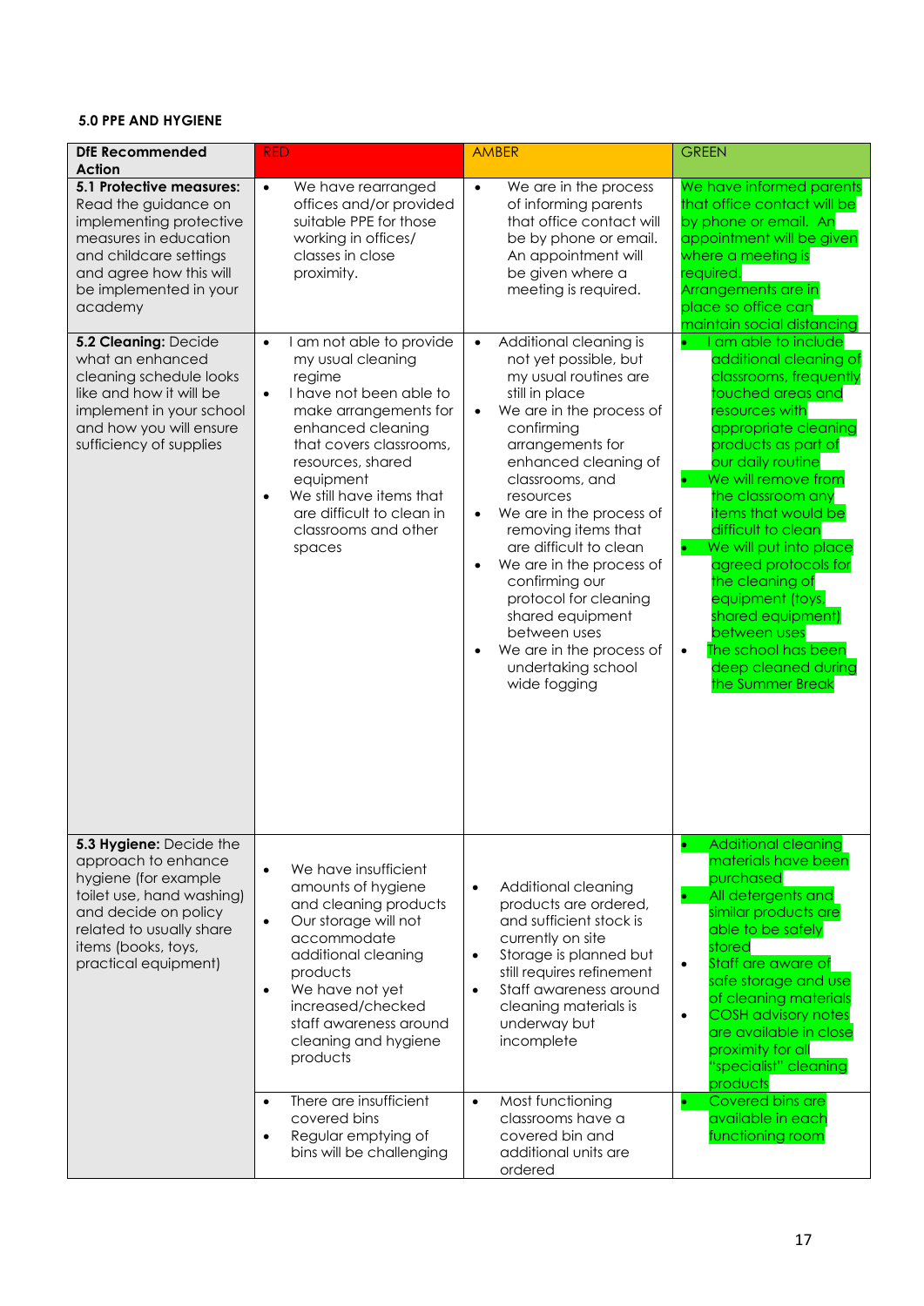**5.0 PPE AND HYGIENE**

| DfE Recommended Action | RED | AMBER | GREEN |
|---|---|---|---|
| **5.1 Protective measures:** Read the guidance on implementing protective measures in education and childcare settings and agree how this will be implemented in your academy | • We have rearranged offices and/or provided suitable PPE for those working in offices/ classes in close proximity. | • We are in the process of informing parents that office contact will be by phone or email. An appointment will be given where a meeting is required. | We have informed parents that office contact will be by phone or email. An appointment will be given where a meeting is required. Arrangements are in place so office can maintain social distancing |
| **5.2 Cleaning:** Decide what an enhanced cleaning schedule looks like and how it will be implement in your school and how you will ensure sufficiency of supplies | • I am not able to provide my usual cleaning regime<br>• I have not been able to make arrangements for enhanced cleaning that covers classrooms, resources, shared equipment<br>• We still have items that are difficult to clean in classrooms and other spaces | • Additional cleaning is not yet possible, but my usual routines are still in place<br>• We are in the process of confirming arrangements for enhanced cleaning of classrooms, and resources<br>• We are in the process of removing items that are difficult to clean<br>• We are in the process of confirming our protocol for cleaning shared equipment between uses<br>• We are in the process of undertaking school wide fogging | • I am able to include additional cleaning of classrooms, frequently touched areas and resources with appropriate cleaning products as part of our daily routine<br>• We will remove from the classroom any items that would be difficult to clean<br>• We will put into place agreed protocols for the cleaning of equipment (toys, shared equipment) between uses<br>• The school has been deep cleaned during the Summer Break |
| **5.3 Hygiene:** Decide the approach to enhance hygiene (for example toilet use, hand washing) and decide on policy related to usually share items (books, toys, practical equipment) | • We have insufficient amounts of hygiene and cleaning products<br>• Our storage will not accommodate additional cleaning products<br>• We have not yet increased/checked staff awareness around cleaning and hygiene products | • Additional cleaning products are ordered, and sufficient stock is currently on site<br>• Storage is planned but still requires refinement<br>• Staff awareness around cleaning materials is underway but incomplete | • Additional cleaning materials have been purchased<br>• All detergents and similar products are able to be safely stored<br>• Staff are aware of safe storage and use of cleaning materials<br>• COSH advisory notes are available in close proximity for all "specialist" cleaning products |
| | • There are insufficient covered bins<br>• Regular emptying of bins will be challenging | • Most functioning classrooms have a covered bin and additional units are ordered | • Covered bins are available in each functioning room |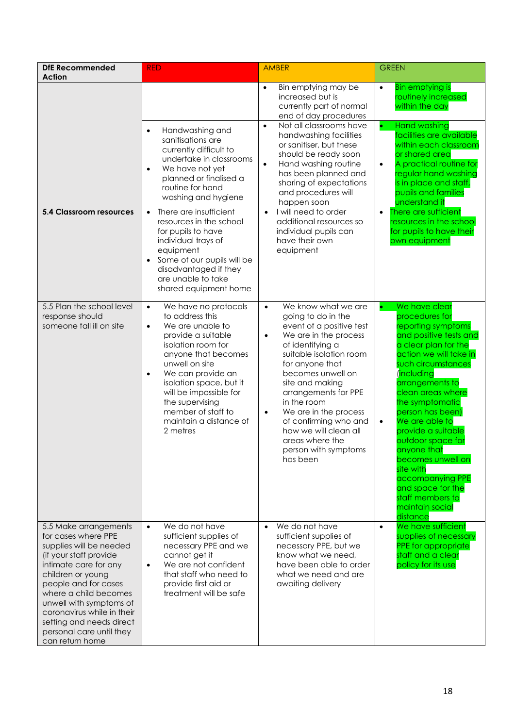| DfE Recommended Action | RED | AMBER | GREEN |
|---|---|---|---|
| | | • Bin emptying may be increased but is currently part of normal end of day procedures | • Bin emptying is routinely increased within the day |
| | • Handwashing and sanitisations are currently difficult to undertake in classrooms<br>• We have not yet planned or finalised a routine for hand washing and hygiene | • Not all classrooms have handwashing facilities or sanitiser, but these should be ready soon<br>• Hand washing routine has been planned and sharing of expectations and procedures will happen soon | • Hand washing facilities are available within each classroom or shared area<br>• A practical routine for regular hand washing is in place and staff, pupils and families understand it |
| **5.4 Classroom resources** | • There are insufficient resources in the school for pupils to have individual trays of equipment<br>• Some of our pupils will be disadvantaged if they are unable to take shared equipment home | • I will need to order additional resources so individual pupils can have their own equipment | • There are sufficient resources in the school for pupils to have their own equipment |
| 5.5 Plan the school level response should someone fall ill on site | • We have no protocols to address this<br>• We are unable to provide a suitable isolation room for anyone that becomes unwell on site<br>• We can provide an isolation space, but it will be impossible for the supervising member of staff to maintain a distance of 2 metres | • We know what we are going to do in the event of a positive test<br>• We are in the process of identifying a suitable isolation room for anyone that becomes unwell on site and making arrangements for PPE in the room<br>• We are in the process of confirming who and how we will clean all areas where the person with symptoms has been | • We have clear procedures for reporting symptoms and positive tests and a clear plan for the action we will take in such circumstances (including arrangements to clean areas where the symptomatic person has been)<br>• We are able to provide a suitable outdoor space for anyone that becomes unwell on site with accompanying PPE and space for the staff members to maintain social distance |
| 5.5 Make arrangements for cases where PPE supplies will be needed (if your staff provide intimate care for any children or young people and for cases where a child becomes unwell with symptoms of coronavirus while in their setting and needs direct personal care until they can return home | • We do not have sufficient supplies of necessary PPE and we cannot get it<br>• We are not confident that staff who need to provide first aid or treatment will be safe | • We do not have sufficient supplies of necessary PPE, but we know what we need, have been able to order what we need and are awaiting delivery | • We have sufficient supplies of necessary PPE for appropriate staff and a clear policy for its use |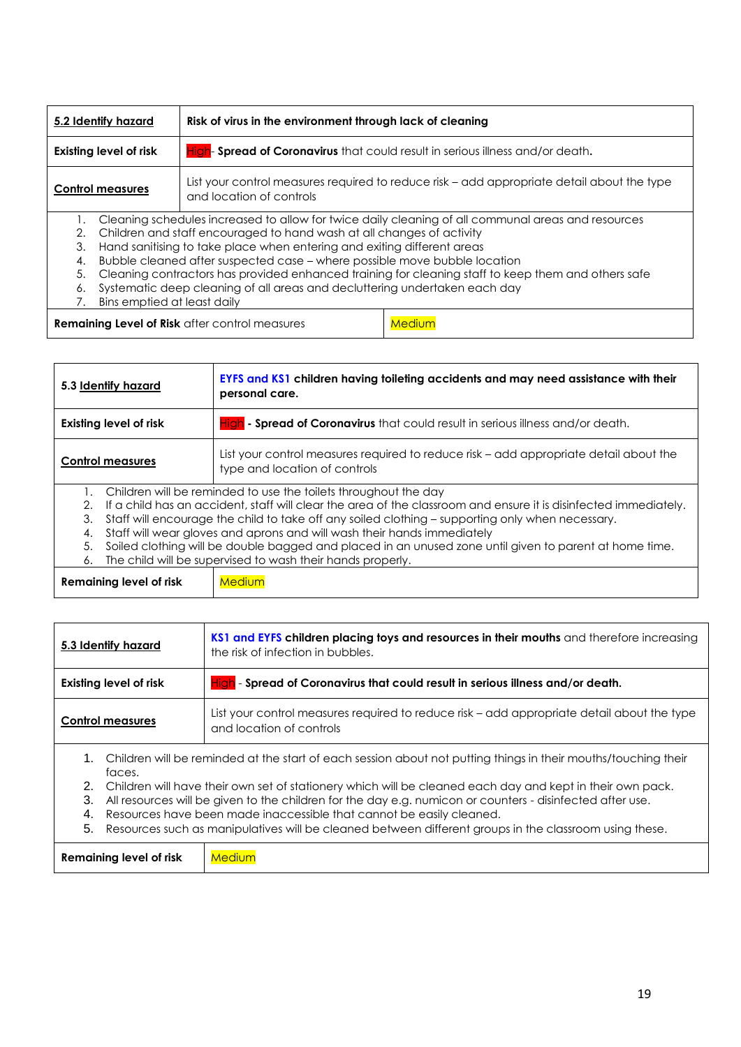| **5.2 Identify hazard** | **Risk of virus in the environment through lack of cleaning** |
|---|---|
| **Existing level of risk** | High- **Spread of Coronavirus** that could result in serious illness and/or death. |
| **Control measures** | List your control measures required to reduce risk – add appropriate detail about the type and location of controls |

1. Cleaning schedules increased to allow for twice daily cleaning of all communal areas and resources
2. Children and staff encouraged to hand wash at all changes of activity
3. Hand sanitising to take place when entering and exiting different areas
4. Bubble cleaned after suspected case – where possible move bubble location
5. Cleaning contractors has provided enhanced training for cleaning staff to keep them and others safe
6. Systematic deep cleaning of all areas and decluttering undertaken each day
7. Bins emptied at least daily

| **Remaining Level of Risk** after control measures | Medium |
|---|---|

| **5.3 Identify hazard** | **EYFS and KS1 children having toileting accidents and may need assistance with their personal care.** |
|---|---|
| **Existing level of risk** | High - **Spread of Coronavirus** that could result in serious illness and/or death. |
| **Control measures** | List your control measures required to reduce risk – add appropriate detail about the type and location of controls |

1. Children will be reminded to use the toilets throughout the day
2. If a child has an accident, staff will clear the area of the classroom and ensure it is disinfected immediately.
3. Staff will encourage the child to take off any soiled clothing – supporting only when necessary.
4. Staff will wear gloves and aprons and will wash their hands immediately
5. Soiled clothing will be double bagged and placed in an unused zone until given to parent at home time.
6. The child will be supervised to wash their hands properly.

| **Remaining level of risk** | Medium |
|---|---|

| **5.3 Identify hazard** | **KS1 and EYFS children placing toys and resources in their mouths** and therefore increasing the risk of infection in bubbles. |
|---|---|
| **Existing level of risk** | High - **Spread of Coronavirus that could result in serious illness and/or death.** |
| **Control measures** | List your control measures required to reduce risk – add appropriate detail about the type and location of controls |

1. Children will be reminded at the start of each session about not putting things in their mouths/touching their faces.
2. Children will have their own set of stationery which will be cleaned each day and kept in their own pack.
3. All resources will be given to the children for the day e.g. numicon or counters - disinfected after use.
4. Resources have been made inaccessible that cannot be easily cleaned.
5. Resources such as manipulatives will be cleaned between different groups in the classroom using these.

| **Remaining level of risk** | Medium |
|---|---|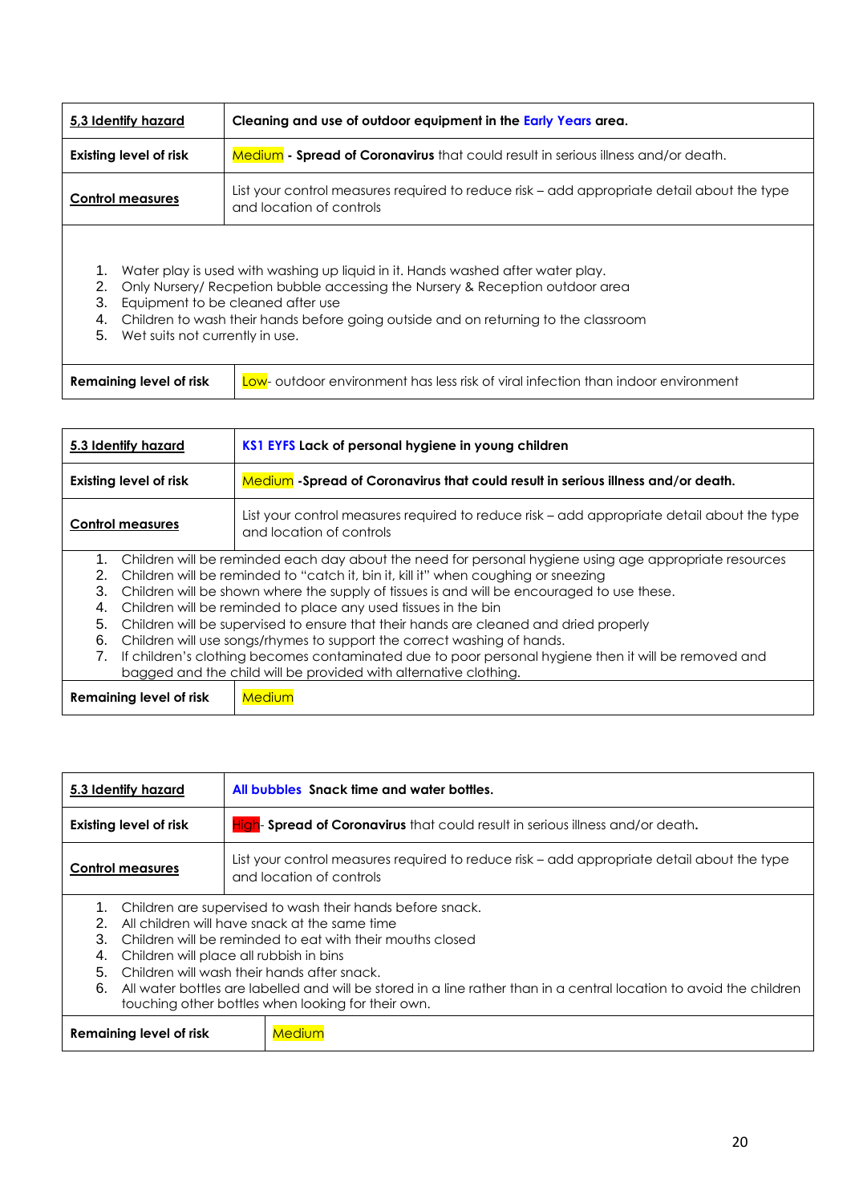| **5.3 Identify hazard** | **Cleaning and use of outdoor equipment in the Early Years area.** |
|---|---|
| **Existing level of risk** | Medium - **Spread of Coronavirus** that could result in serious illness and/or death. |
| **Control measures** | List your control measures required to reduce risk – add appropriate detail about the type and location of controls |
| 1. Water play is used with washing up liquid in it. Hands washed after water play.<br>2. Only Nursery/ Recpetion bubble accessing the Nursery & Reception outdoor area<br>3. Equipment to be cleaned after use<br>4. Children to wash their hands before going outside and on returning to the classroom<br>5. Wet suits not currently in use. | |
| **Remaining level of risk** | Low- outdoor environment has less risk of viral infection than indoor environment |

| **5.3 Identify hazard** | **KS1 EYFS Lack of personal hygiene in young children** |
|---|---|
| **Existing level of risk** | Medium **-Spread of Coronavirus that could result in serious illness and/or death.** |
| **Control measures** | List your control measures required to reduce risk – add appropriate detail about the type and location of controls |
| 1. Children will be reminded each day about the need for personal hygiene using age appropriate resources<br>2. Children will be reminded to "catch it, bin it, kill it" when coughing or sneezing<br>3. Children will be shown where the supply of tissues is and will be encouraged to use these.<br>4. Children will be reminded to place any used tissues in the bin<br>5. Children will be supervised to ensure that their hands are cleaned and dried properly<br>6. Children will use songs/rhymes to support the correct washing of hands.<br>7. If children's clothing becomes contaminated due to poor personal hygiene then it will be removed and bagged and the child will be provided with alternative clothing. | |
| **Remaining level of risk** | Medium |

| **5.3 Identify hazard** | **All bubbles Snack time and water bottles.** |
|---|---|
| **Existing level of risk** | High- **Spread of Coronavirus** that could result in serious illness and/or death. |
| **Control measures** | List your control measures required to reduce risk – add appropriate detail about the type and location of controls |
| 1. Children are supervised to wash their hands before snack.<br>2. All children will have snack at the same time<br>3. Children will be reminded to eat with their mouths closed<br>4. Children will place all rubbish in bins<br>5. Children will wash their hands after snack.<br>6. All water bottles are labelled and will be stored in a line rather than in a central location to avoid the children touching other bottles when looking for their own. | |
| **Remaining level of risk** | Medium |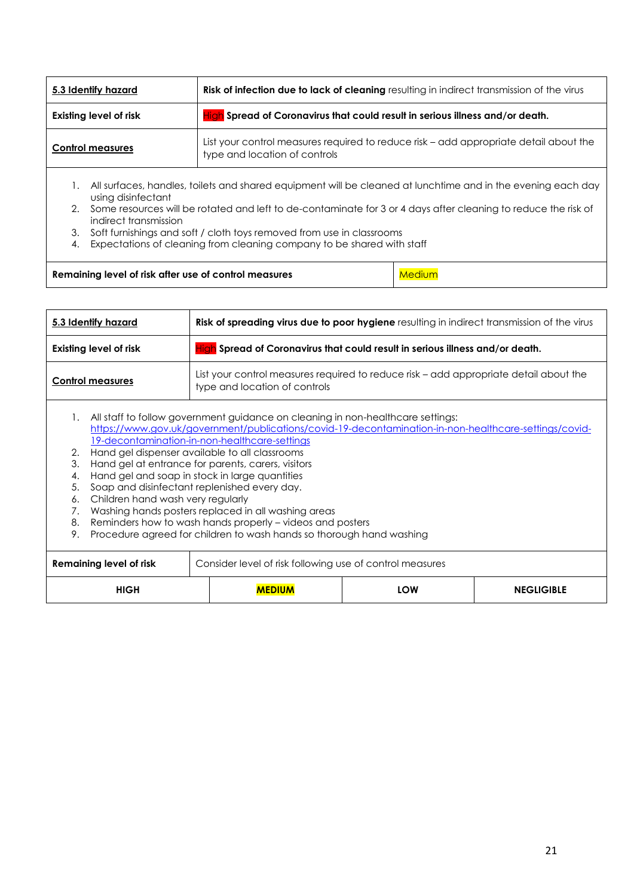| **5.3 Identify hazard** | **Risk of infection due to lack of cleaning** resulting in indirect transmission of the virus |
|---|---|
| **Existing level of risk** | High **Spread of Coronavirus that could result in serious illness and/or death.** |
| **Control measures** | List your control measures required to reduce risk – add appropriate detail about the type and location of controls |

1. All surfaces, handles, toilets and shared equipment will be cleaned at lunchtime and in the evening each day using disinfectant
2. Some resources will be rotated and left to de-contaminate for 3 or 4 days after cleaning to reduce the risk of indirect transmission
3. Soft furnishings and soft / cloth toys removed from use in classrooms
4. Expectations of cleaning from cleaning company to be shared with staff

| **Remaining level of risk after use of control measures** | Medium |
|---|---|

| **5.3 Identify hazard** | **Risk of spreading virus due to poor hygiene** resulting in indirect transmission of the virus |
|---|---|
| **Existing level of risk** | High **Spread of Coronavirus that could result in serious illness and/or death.** |
| **Control measures** | List your control measures required to reduce risk – add appropriate detail about the type and location of controls |

1. All staff to follow government guidance on cleaning in non-healthcare settings: https://www.gov.uk/government/publications/covid-19-decontamination-in-non-healthcare-settings/covid-19-decontamination-in-non-healthcare-settings
2. Hand gel dispenser available to all classrooms
3. Hand gel at entrance for parents, carers, visitors
4. Hand gel and soap in stock in large quantities
5. Soap and disinfectant replenished every day.
6. Children hand wash very regularly
7. Washing hands posters replaced in all washing areas
8. Reminders how to wash hands properly – videos and posters
9. Procedure agreed for children to wash hands so thorough hand washing

| **Remaining level of risk** | Consider level of risk following use of control measures | | |
|---|---|---|---|
| **HIGH** | **MEDIUM** | **LOW** | **NEGLIGIBLE** |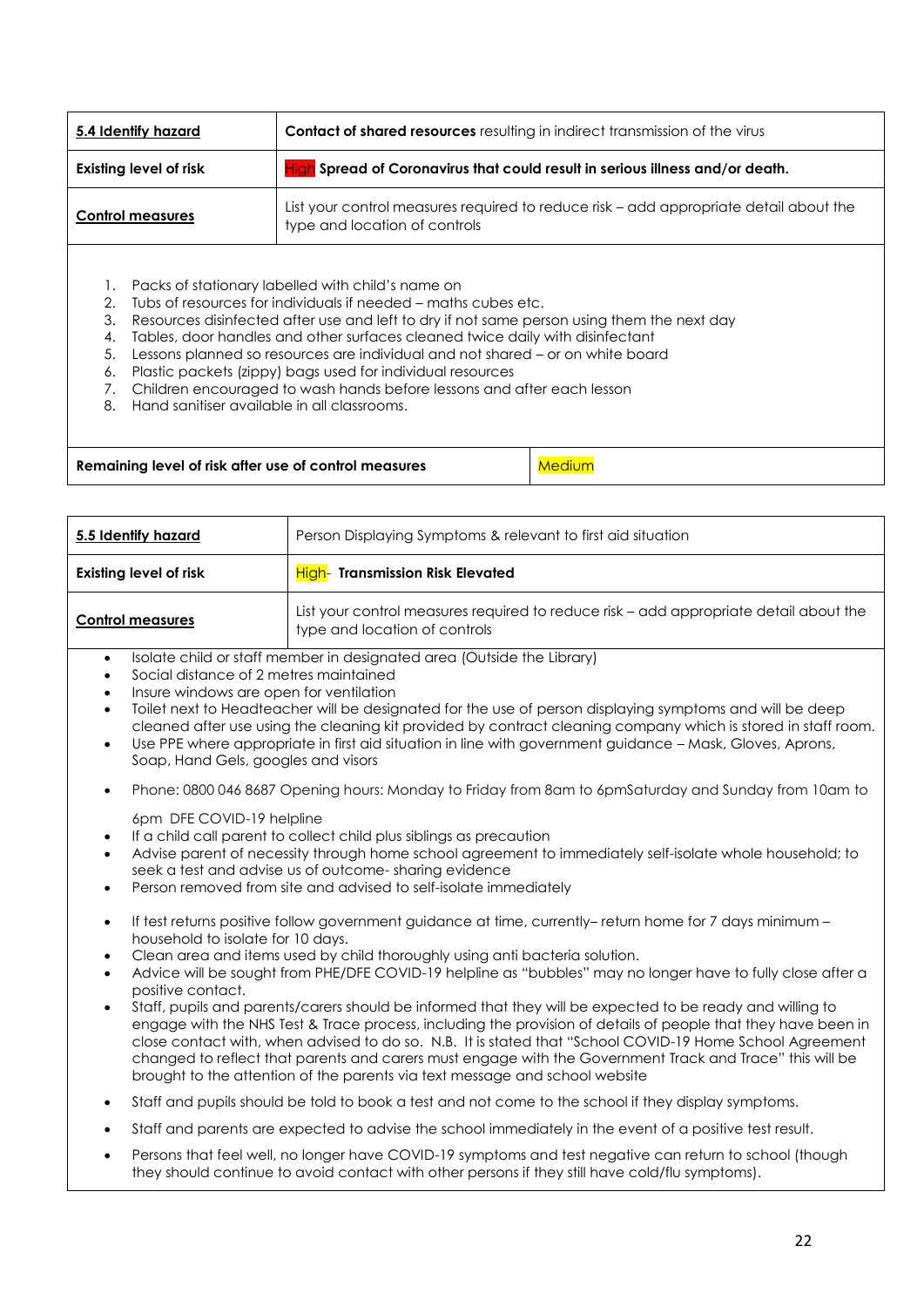| **5.4 Identify hazard** | **Contact of shared resources** resulting in indirect transmission of the virus |
|---|---|
| **Existing level of risk** | **High Spread of Coronavirus that could result in serious illness and/or death.** |
| **Control measures** | List your control measures required to reduce risk – add appropriate detail about the type and location of controls |

1. Packs of stationary labelled with child's name on
2. Tubs of resources for individuals if needed – maths cubes etc.
3. Resources disinfected after use and left to dry if not same person using them the next day
4. Tables, door handles and other surfaces cleaned twice daily with disinfectant
5. Lessons planned so resources are individual and not shared – or on white board
6. Plastic packets (zippy) bags used for individual resources
7. Children encouraged to wash hands before lessons and after each lesson
8. Hand sanitiser available in all classrooms.

| **Remaining level of risk after use of control measures** | Medium |
|---|---|

| **5.5 Identify hazard** | Person Displaying Symptoms & relevant to first aid situation |
|---|---|
| **Existing level of risk** | High- **Transmission Risk Elevated** |
| **Control measures** | List your control measures required to reduce risk – add appropriate detail about the type and location of controls |

- Isolate child or staff member in designated area (Outside the Library)
- Social distance of 2 metres maintained
- Insure windows are open for ventilation
- Toilet next to Headteacher will be designated for the use of person displaying symptoms and will be deep cleaned after use using the cleaning kit provided by contract cleaning company which is stored in staff room.
- Use PPE where appropriate in first aid situation in line with government guidance – Mask, Gloves, Aprons, Soap, Hand Gels, googles and visors
- Phone: 0800 046 8687 Opening hours: Monday to Friday from 8am to 6pmSaturday and Sunday from 10am to 6pm DFE COVID-19 helpline
- If a child call parent to collect child plus siblings as precaution
- Advise parent of necessity through home school agreement to immediately self-isolate whole household; to seek a test and advise us of outcome- sharing evidence
- Person removed from site and advised to self-isolate immediately
- If test returns positive follow government guidance at time, currently– return home for 7 days minimum – household to isolate for 10 days.
- Clean area and items used by child thoroughly using anti bacteria solution.
- Advice will be sought from PHE/DFE COVID-19 helpline as "bubbles" may no longer have to fully close after a positive contact.
- Staff, pupils and parents/carers should be informed that they will be expected to be ready and willing to engage with the NHS Test & Trace process, including the provision of details of people that they have been in close contact with, when advised to do so. N.B. It is stated that "School COVID-19 Home School Agreement changed to reflect that parents and carers must engage with the Government Track and Trace" this will be brought to the attention of the parents via text message and school website
- Staff and pupils should be told to book a test and not come to the school if they display symptoms.
- Staff and parents are expected to advise the school immediately in the event of a positive test result.
- Persons that feel well, no longer have COVID-19 symptoms and test negative can return to school (though they should continue to avoid contact with other persons if they still have cold/flu symptoms).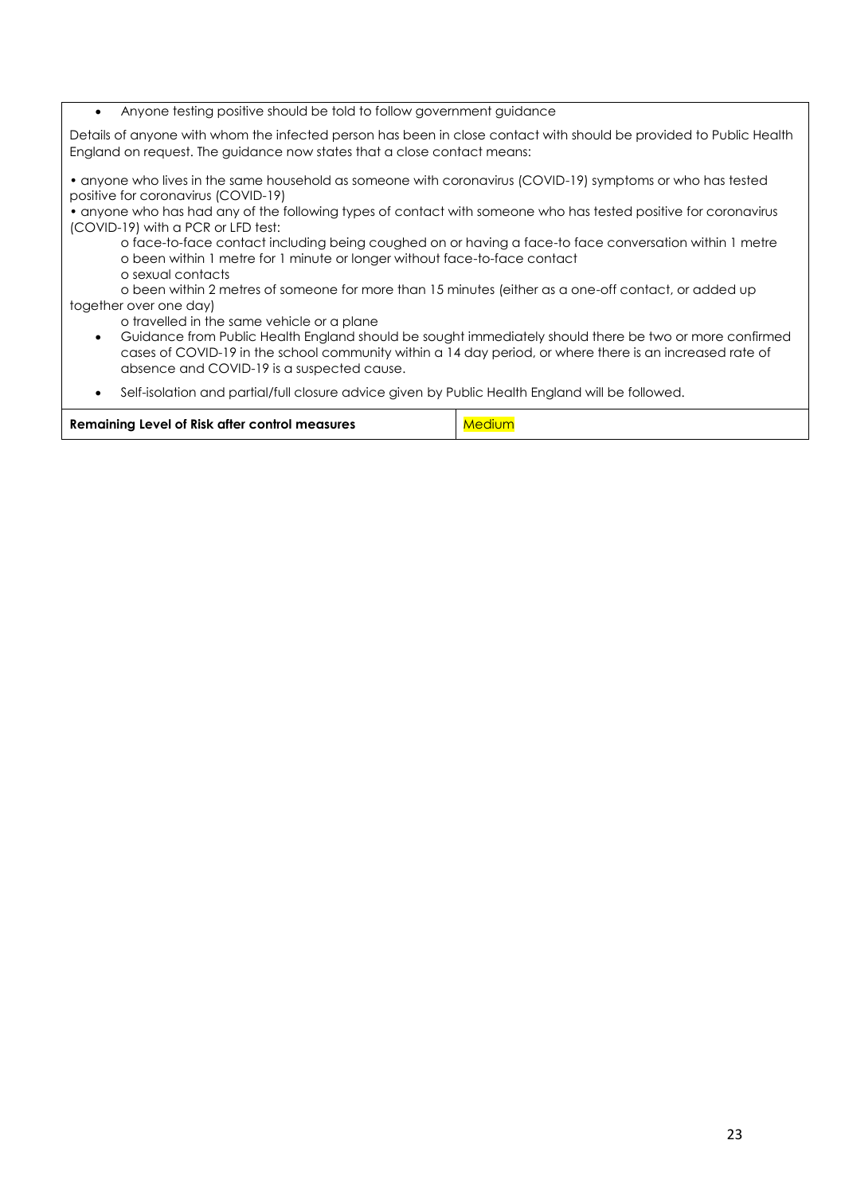- Anyone testing positive should be told to follow government guidance

Details of anyone with whom the infected person has been in close contact with should be provided to Public Health England on request. The guidance now states that a close contact means:

• anyone who lives in the same household as someone with coronavirus (COVID-19) symptoms or who has tested positive for coronavirus (COVID-19)

• anyone who has had any of the following types of contact with someone who has tested positive for coronavirus (COVID-19) with a PCR or LFD test:

  o face-to-face contact including being coughed on or having a face-to face conversation within 1 metre
  o been within 1 metre for 1 minute or longer without face-to-face contact
  o sexual contacts
  o been within 2 metres of someone for more than 15 minutes (either as a one-off contact, or added up together over one day)
  o travelled in the same vehicle or a plane

- Guidance from Public Health England should be sought immediately should there be two or more confirmed cases of COVID-19 in the school community within a 14 day period, or where there is an increased rate of absence and COVID-19 is a suspected cause.
- Self-isolation and partial/full closure advice given by Public Health England will be followed.

| **Remaining Level of Risk after control measures** | Medium |
|---|---|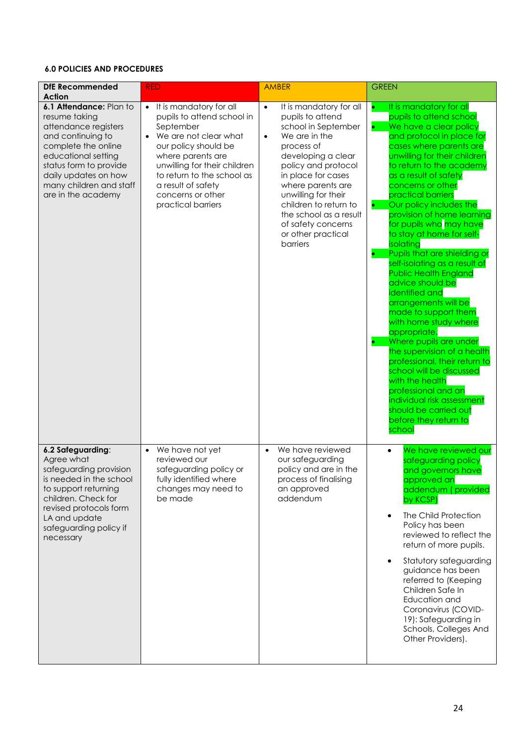#### 6.0 POLICIES AND PROCEDURES

| DfE Recommended Action | RED | AMBER | GREEN |
|---|---|---|---|
| **6.1 Attendance:** Plan to resume taking attendance registers and continuing to complete the online educational setting status form to provide daily updates on how many children and staff are in the academy | • It is mandatory for all pupils to attend school in September<br>• We are not clear what our policy should be where parents are unwilling for their children to return to the school as a result of safety concerns or other practical barriers | • It is mandatory for all pupils to attend school in September<br>• We are in the process of developing a clear policy and protocol in place for cases where parents are unwilling for their children to return to the school as a result of safety concerns or other practical barriers | • It is mandatory for all pupils to attend school<br>• We have a clear policy and protocol in place for cases where parents are unwilling for their children to return to the academy as a result of safety concerns or other practical barriers<br>• Our policy includes the provision of home learning for pupils who may have to stay at home for self-isolating<br>• Pupils that are shielding or self-isolating as a result of Public Health England advice should be identified and arrangements will be made to support them with home study where appropriate.<br>• Where pupils are under the supervision of a health professional, their return to school will be discussed with the health professional and an individual risk assessment should be carried out before they return to school |
| **6.2 Safeguarding**: Agree what safeguarding provision is needed in the school to support returning children. Check for revised protocols form LA and update safeguarding policy if necessary | • We have not yet reviewed our safeguarding policy or fully identified where changes may need to be made | • We have reviewed our safeguarding policy and are in the process of finalising an approved addendum | • We have reviewed our safeguarding policy and governors have approved an addendum ( provided by KCSP)<br>• The Child Protection Policy has been reviewed to reflect the return of more pupils.<br>• Statutory safeguarding guidance has been referred to (Keeping Children Safe In Education and Coronavirus (COVID-19): Safeguarding in Schools, Colleges And Other Providers). |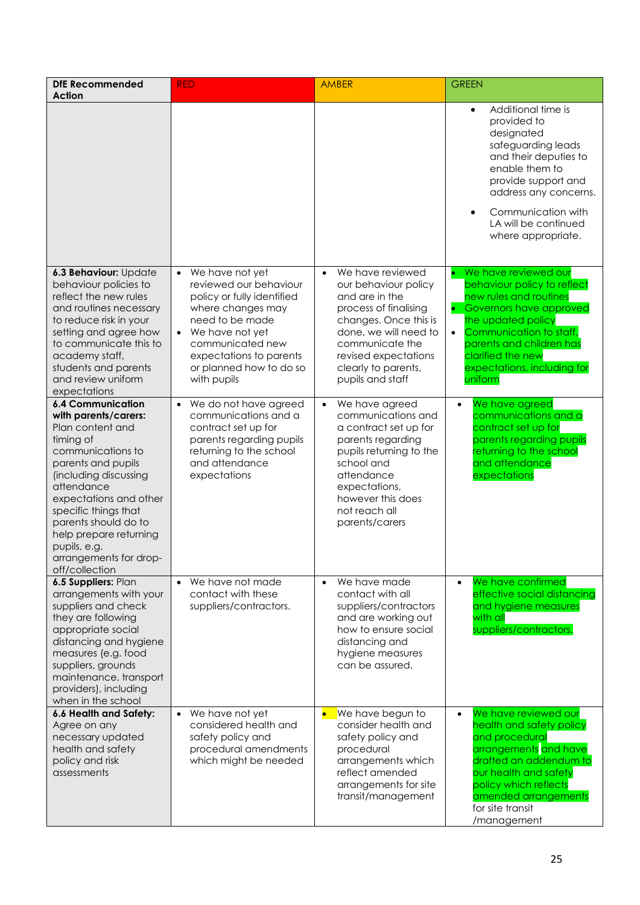| DfE Recommended Action | RED | AMBER | GREEN |
|---|---|---|---|
| | | | • Additional time is provided to designated safeguarding leads and their deputies to enable them to provide support and address any concerns.<br>• Communication with LA will be continued where appropriate. |
| **6.3 Behaviour:** Update behaviour policies to reflect the new rules and routines necessary to reduce risk in your setting and agree how to communicate this to academy staff, students and parents and review uniform expectations | • We have not yet reviewed our behaviour policy or fully identified where changes may need to be made<br>• We have not yet communicated new expectations to parents or planned how to do so with pupils | • We have reviewed our behaviour policy and are in the process of finalising changes. Once this is done, we will need to communicate the revised expectations clearly to parents, pupils and staff | • We have reviewed our behaviour policy to reflect new rules and routines<br>• Governors have approved the updated policy<br>• Communication to staff, parents and children has clarified the new expectations, including for uniform |
| **6.4 Communication with parents/carers:** Plan content and timing of communications to parents and pupils (including discussing attendance expectations and other specific things that parents should do to help prepare returning pupils, e.g. arrangements for drop-off/collection | • We do not have agreed communications and a contract set up for parents regarding pupils returning to the school and attendance expectations | • We have agreed communications and a contract set up for parents regarding pupils returning to the school and attendance expectations, however this does not reach all parents/carers | • We have agreed communications and a contract set up for parents regarding pupils returning to the school and attendance expectations |
| **6.5 Suppliers:** Plan arrangements with your suppliers and check they are following appropriate social distancing and hygiene measures (e.g. food suppliers, grounds maintenance, transport providers), including when in the school | • We have not made contact with these suppliers/contractors. | • We have made contact with all suppliers/contractors and are working out how to ensure social distancing and hygiene measures can be assured. | • We have confirmed effective social distancing and hygiene measures with all suppliers/contractors. |
| **6.6 Health and Safety:** Agree on any necessary updated health and safety policy and risk assessments | • We have not yet considered health and safety policy and procedural amendments which might be needed | • We have begun to consider health and safety policy and procedural arrangements which reflect amended arrangements for site transit/management | • We have reviewed our health and safety policy and procedural arrangements and have drafted an addendum to our health and safety policy which reflects amended arrangements for site transit /management |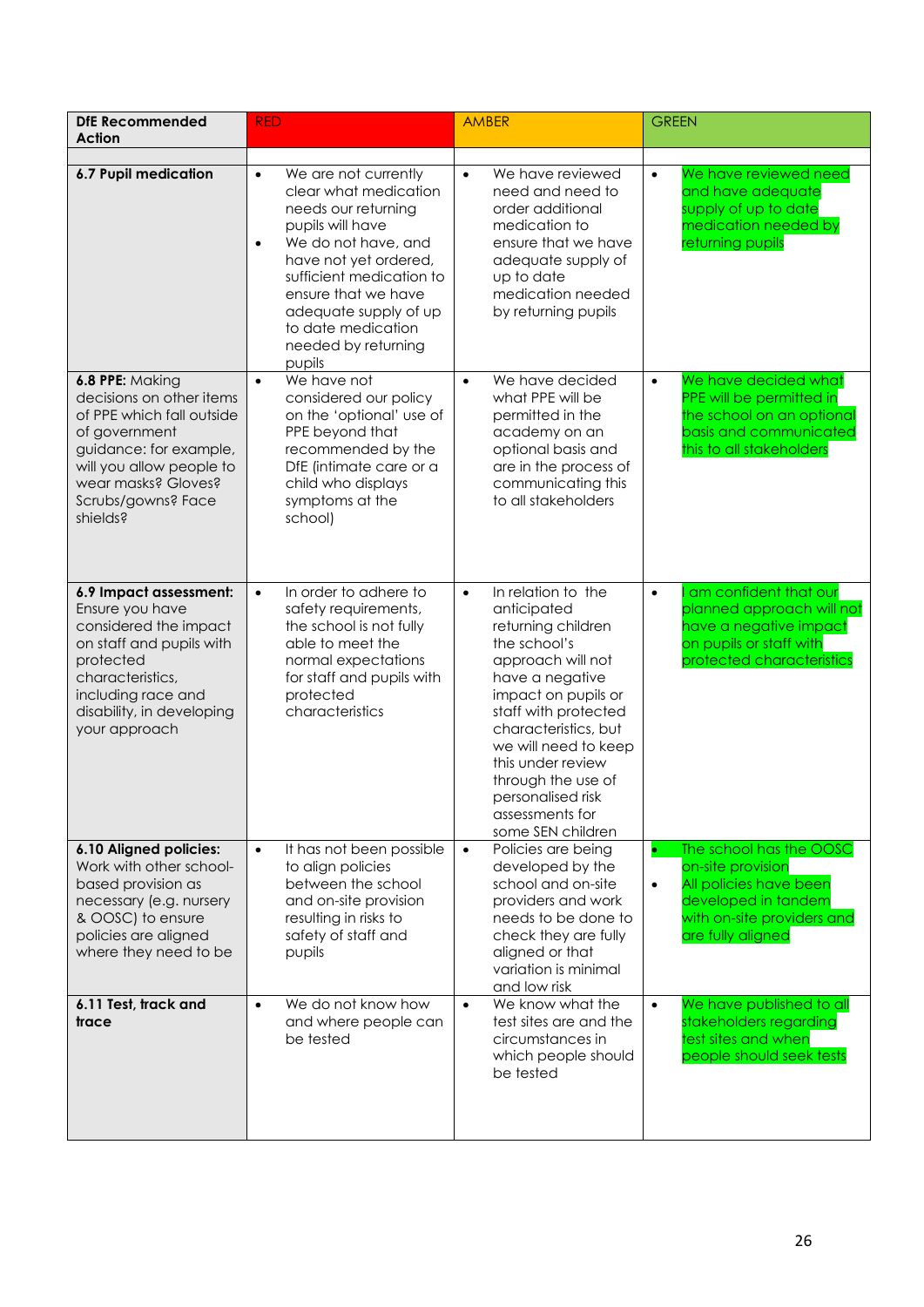| DfE Recommended Action | RED | AMBER | GREEN |
|---|---|---|---|
| | | | |
| **6.7 Pupil medication** | • We are not currently clear what medication needs our returning pupils will have<br>• We do not have, and have not yet ordered, sufficient medication to ensure that we have adequate supply of up to date medication needed by returning pupils | • We have reviewed need and need to order additional medication to ensure that we have adequate supply of up to date medication needed by returning pupils | • We have reviewed need and have adequate supply of up to date medication needed by returning pupils |
| **6.8 PPE:** Making decisions on other items of PPE which fall outside of government guidance: for example, will you allow people to wear masks? Gloves? Scrubs/gowns? Face shields? | • We have not considered our policy on the 'optional' use of PPE beyond that recommended by the DfE (intimate care or a child who displays symptoms at the school) | • We have decided what PPE will be permitted in the academy on an optional basis and are in the process of communicating this to all stakeholders | • We have decided what PPE will be permitted in the school on an optional basis and communicated this to all stakeholders |
| **6.9 Impact assessment:** Ensure you have considered the impact on staff and pupils with protected characteristics, including race and disability, in developing your approach | • In order to adhere to safety requirements, the school is not fully able to meet the normal expectations for staff and pupils with protected characteristics | • In relation to the anticipated returning children the school's approach will not have a negative impact on pupils or staff with protected characteristics, but we will need to keep this under review through the use of personalised risk assessments for some SEN children | • I am confident that our planned approach will not have a negative impact on pupils or staff with protected characteristics |
| **6.10 Aligned policies:** Work with other school-based provision as necessary (e.g. nursery & OOSC) to ensure policies are aligned where they need to be | • It has not been possible to align policies between the school and on-site provision resulting in risks to safety of staff and pupils | • Policies are being developed by the school and on-site providers and work needs to be done to check they are fully aligned or that variation is minimal and low risk | • The school has the OOSC on-site provision<br>• All policies have been developed in tandem with on-site providers and are fully aligned |
| **6.11 Test, track and trace** | • We do not know how and where people can be tested | • We know what the test sites are and the circumstances in which people should be tested | • We have published to all stakeholders regarding test sites and when people should seek tests |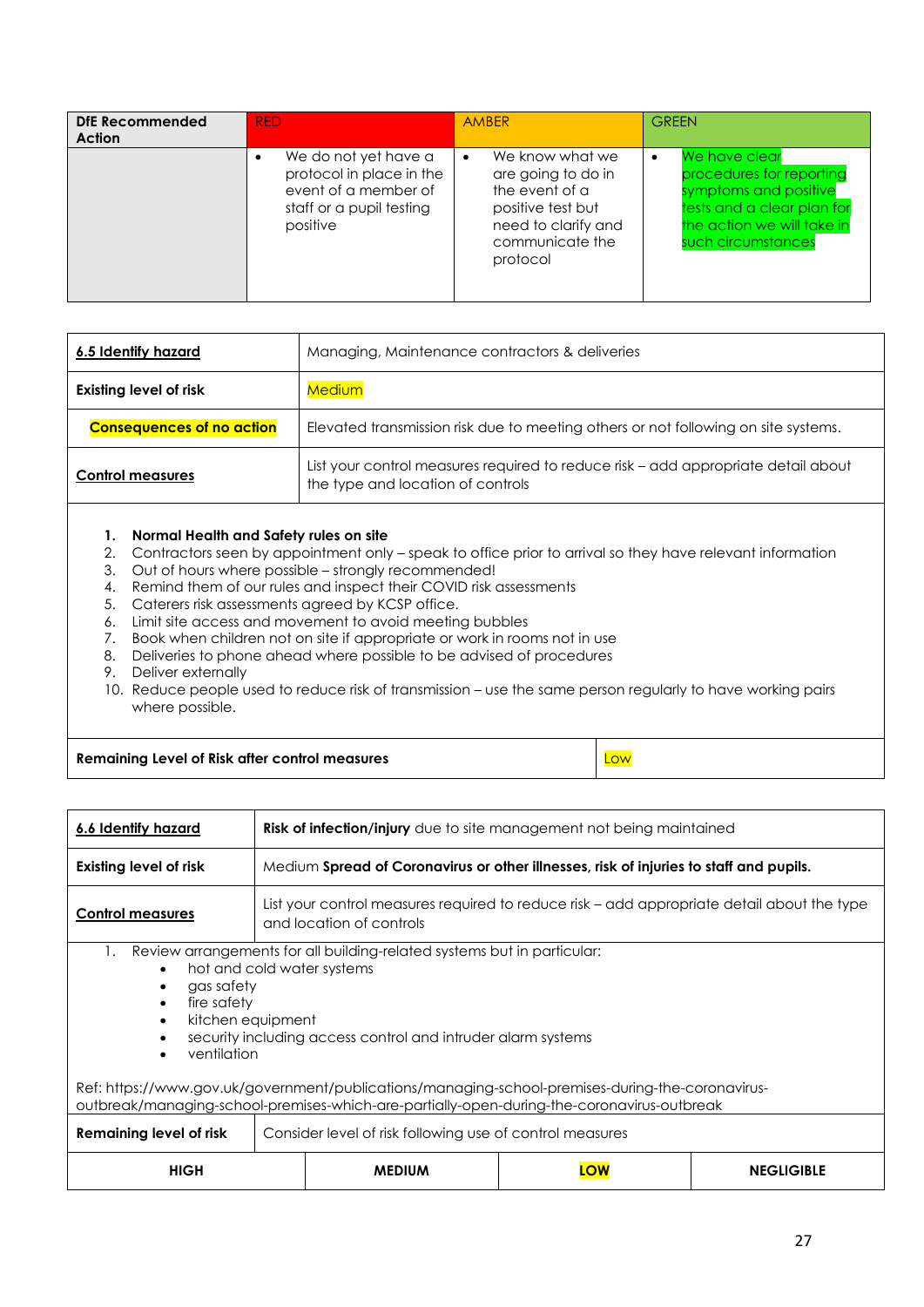| DfE Recommended Action | RED | AMBER | GREEN |
|---|---|---|---|
| | • We do not yet have a protocol in place in the event of a member of staff or a pupil testing positive | • We know what we are going to do in the event of a positive test but need to clarify and communicate the protocol | • We have clear procedures for reporting symptoms and positive tests and a clear plan for the action we will take in such circumstances |

| **6.5 Identify hazard** | Managing, Maintenance contractors & deliveries |
|---|---|
| **Existing level of risk** | Medium |
| **Consequences of no action** | Elevated transmission risk due to meeting others or not following on site systems. |
| **Control measures** | List your control measures required to reduce risk – add appropriate detail about the type and location of controls |

1. **Normal Health and Safety rules on site**
2. Contractors seen by appointment only – speak to office prior to arrival so they have relevant information
3. Out of hours where possible – strongly recommended!
4. Remind them of our rules and inspect their COVID risk assessments
5. Caterers risk assessments agreed by KCSP office.
6. Limit site access and movement to avoid meeting bubbles
7. Book when children not on site if appropriate or work in rooms not in use
8. Deliveries to phone ahead where possible to be advised of procedures
9. Deliver externally
10. Reduce people used to reduce risk of transmission – use the same person regularly to have working pairs where possible.

| **Remaining Level of Risk after control measures** | Low |
|---|---|

| **6.6 Identify hazard** | **Risk of infection/injury** due to site management not being maintained |
|---|---|
| **Existing level of risk** | Medium **Spread of Coronavirus or other illnesses, risk of injuries to staff and pupils.** |
| **Control measures** | List your control measures required to reduce risk – add appropriate detail about the type and location of controls |

1. Review arrangements for all building-related systems but in particular:
   - hot and cold water systems
   - gas safety
   - fire safety
   - kitchen equipment
   - security including access control and intruder alarm systems
   - ventilation

Ref: https://www.gov.uk/government/publications/managing-school-premises-during-the-coronavirus-outbreak/managing-school-premises-which-are-partially-open-during-the-coronavirus-outbreak

| **Remaining level of risk** | Consider level of risk following use of control measures | | |
|---|---|---|---|
| **HIGH** | **MEDIUM** | **LOW** | **NEGLIGIBLE** |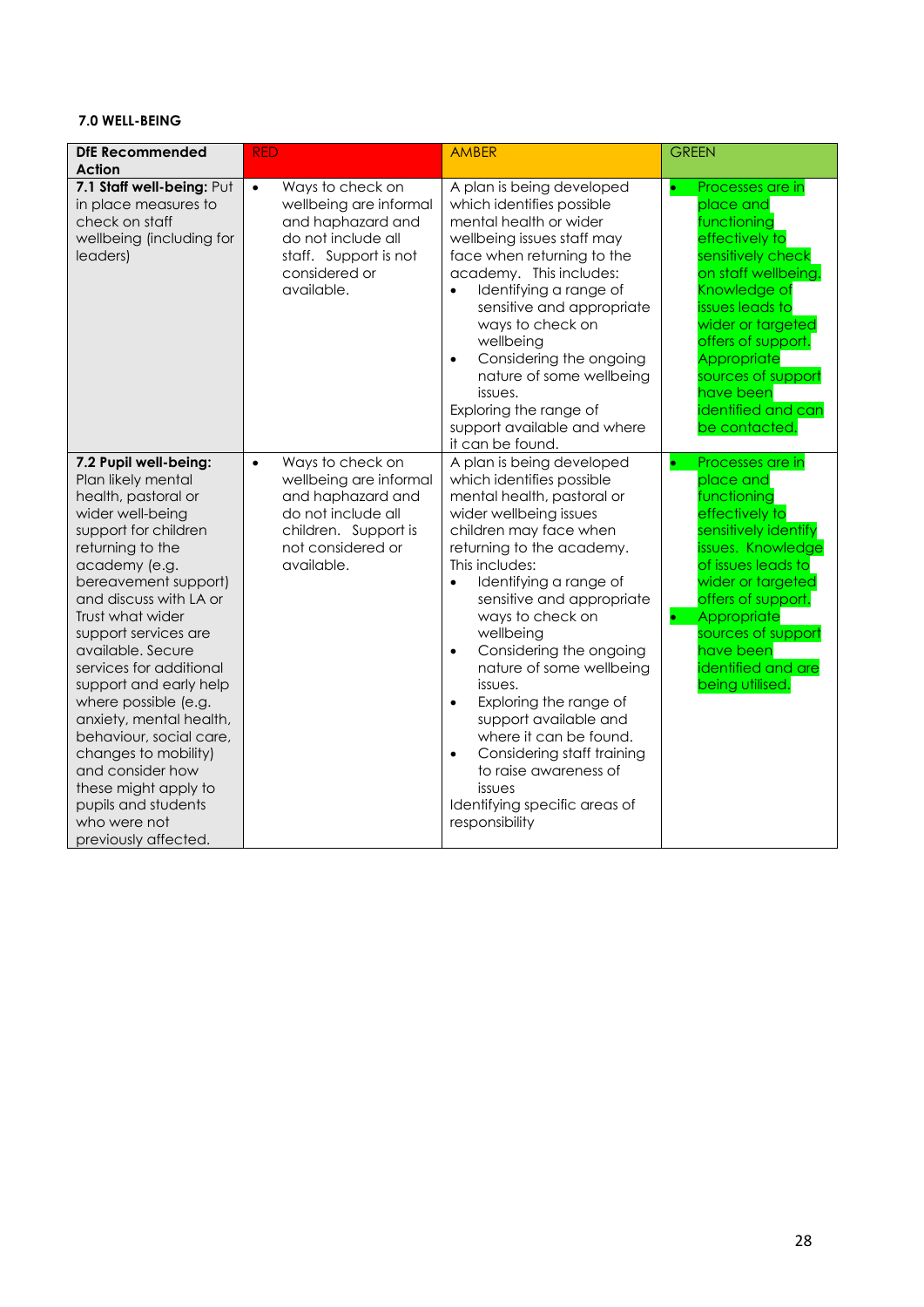### 7.0 WELL-BEING

| DfE Recommended Action | RED | AMBER | GREEN |
|---|---|---|---|
| **7.1 Staff well-being:** Put in place measures to check on staff wellbeing (including for leaders) | • Ways to check on wellbeing are informal and haphazard and do not include all staff. Support is not considered or available. | A plan is being developed which identifies possible mental health or wider wellbeing issues staff may face when returning to the academy. This includes: • Identifying a range of sensitive and appropriate ways to check on wellbeing • Considering the ongoing nature of some wellbeing issues. Exploring the range of support available and where it can be found. | • Processes are in place and functioning effectively to sensitively check on staff wellbeing. Knowledge of issues leads to wider or targeted offers of support. Appropriate sources of support have been identified and can be contacted. |
| **7.2 Pupil well-being:** Plan likely mental health, pastoral or wider well-being support for children returning to the academy (e.g. bereavement support) and discuss with LA or Trust what wider support services are available. Secure services for additional support and early help where possible (e.g. anxiety, mental health, behaviour, social care, changes to mobility) and consider how these might apply to pupils and students who were not previously affected. | • Ways to check on wellbeing are informal and haphazard and do not include all children. Support is not considered or available. | A plan is being developed which identifies possible mental health, pastoral or wider wellbeing issues children may face when returning to the academy. This includes: • Identifying a range of sensitive and appropriate ways to check on wellbeing • Considering the ongoing nature of some wellbeing issues. • Exploring the range of support available and where it can be found. • Considering staff training to raise awareness of issues Identifying specific areas of responsibility | • Processes are in place and functioning effectively to sensitively identify issues. Knowledge of issues leads to wider or targeted offers of support. • Appropriate sources of support have been identified and are being utilised. |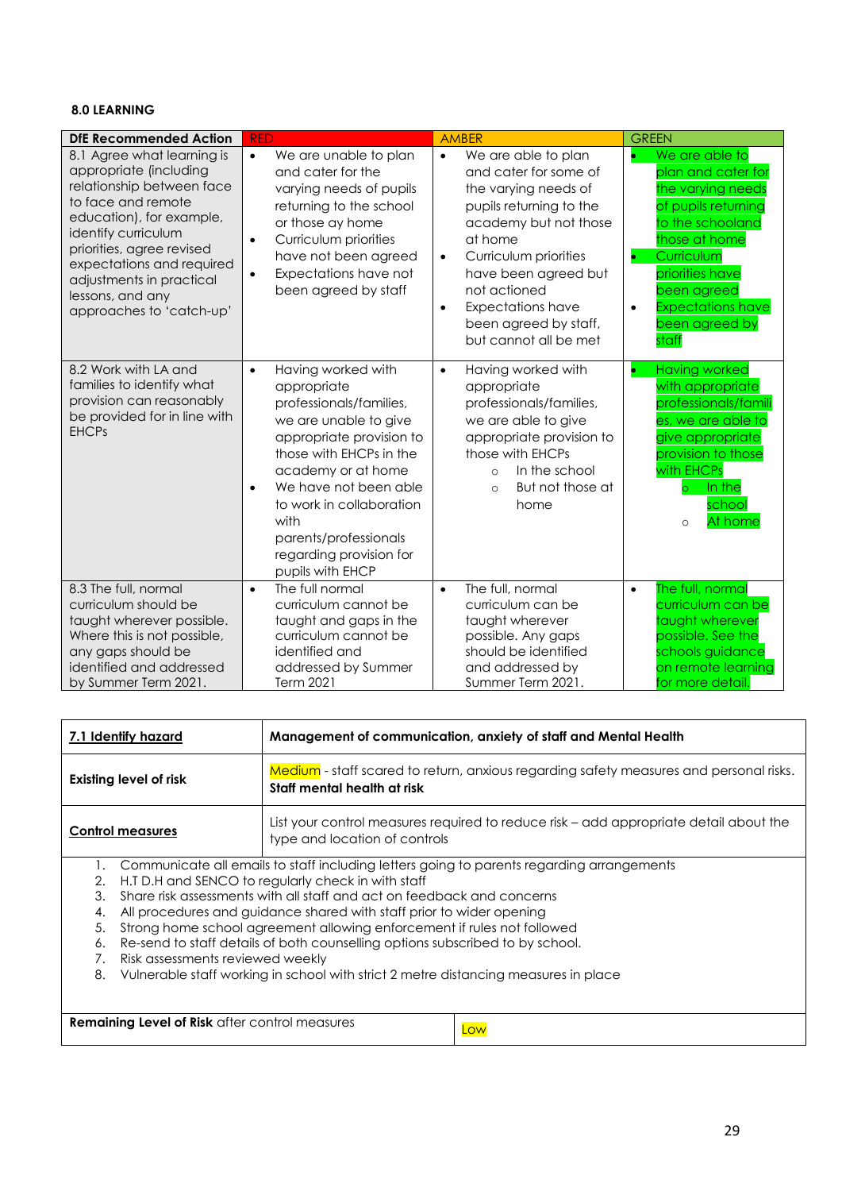**8.0 LEARNING**

| DfE Recommended Action | RED | AMBER | GREEN |
|---|---|---|---|
| 8.1 Agree what learning is appropriate (including relationship between face to face and remote education), for example, identify curriculum priorities, agree revised expectations and required adjustments in practical lessons, and any approaches to 'catch-up' | • We are unable to plan and cater for the varying needs of pupils returning to the school or those ay home<br>• Curriculum priorities have not been agreed<br>• Expectations have not been agreed by staff | • We are able to plan and cater for some of the varying needs of pupils returning to the academy but not those at home<br>• Curriculum priorities have been agreed but not actioned<br>• Expectations have been agreed by staff, but cannot all be met | • We are able to plan and cater for the varying needs of pupils returning to the schooland those at home<br>• Curriculum priorities have been agreed<br>• Expectations have been agreed by staff |
| 8.2 Work with LA and families to identify what provision can reasonably be provided for in line with EHCPs | • Having worked with appropriate professionals/families, we are unable to give appropriate provision to those with EHCPs in the academy or at home<br>• We have not been able to work in collaboration with parents/professionals regarding provision for pupils with EHCP | • Having worked with appropriate professionals/families, we are able to give appropriate provision to those with EHCPs<br>  ○ In the school<br>  ○ But not those at home | • Having worked with appropriate professionals/families, we are able to give appropriate provision to those with EHCPs<br>  ○ In the school<br>  ○ At home |
| 8.3 The full, normal curriculum should be taught wherever possible. Where this is not possible, any gaps should be identified and addressed by Summer Term 2021. | • The full normal curriculum cannot be taught and gaps in the curriculum cannot be identified and addressed by Summer Term 2021 | • The full, normal curriculum can be taught wherever possible. Any gaps should be identified and addressed by Summer Term 2021. | • The full, normal curriculum can be taught wherever possible. See the schools guidance on remote learning for more detail. |

| **7.1 Identify hazard** | **Management of communication, anxiety of staff and Mental Health** |
|---|---|
| **Existing level of risk** | Medium - staff scared to return, anxious regarding safety measures and personal risks. **Staff mental health at risk** |
| **Control measures** | List your control measures required to reduce risk – add appropriate detail about the type and location of controls |

1. Communicate all emails to staff including letters going to parents regarding arrangements
2. H.T D.H and SENCO to regularly check in with staff
3. Share risk assessments with all staff and act on feedback and concerns
4. All procedures and guidance shared with staff prior to wider opening
5. Strong home school agreement allowing enforcement if rules not followed
6. Re-send to staff details of both counselling options subscribed to by school.
7. Risk assessments reviewed weekly
8. Vulnerable staff working in school with strict 2 metre distancing measures in place

| **Remaining Level of Risk** after control measures | Low |
|---|---|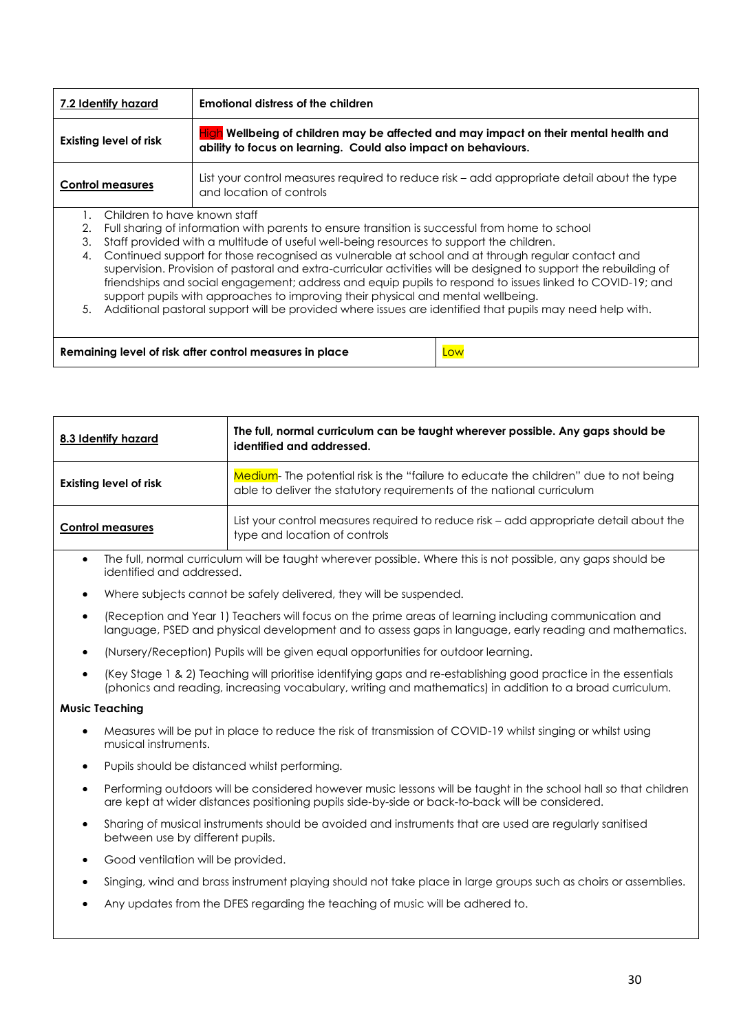| **7.2 Identify hazard** | **Emotional distress of the children** |
| --- | --- |
| **Existing level of risk** | High **Wellbeing of children may be affected and may impact on their mental health and ability to focus on learning. Could also impact on behaviours.** |
| **Control measures** | List your control measures required to reduce risk – add appropriate detail about the type and location of controls |

1. Children to have known staff
2. Full sharing of information with parents to ensure transition is successful from home to school
3. Staff provided with a multitude of useful well-being resources to support the children.
4. Continued support for those recognised as vulnerable at school and at through regular contact and supervision. Provision of pastoral and extra-curricular activities will be designed to support the rebuilding of friendships and social engagement; address and equip pupils to respond to issues linked to COVID-19; and support pupils with approaches to improving their physical and mental wellbeing.
5. Additional pastoral support will be provided where issues are identified that pupils may need help with.

| **Remaining level of risk after control measures in place** | Low |
| --- | --- |

| **8.3 Identify hazard** | **The full, normal curriculum can be taught wherever possible. Any gaps should be identified and addressed.** |
| --- | --- |
| **Existing level of risk** | Medium- The potential risk is the "failure to educate the children" due to not being able to deliver the statutory requirements of the national curriculum |
| **Control measures** | List your control measures required to reduce risk – add appropriate detail about the type and location of controls |

- The full, normal curriculum will be taught wherever possible. Where this is not possible, any gaps should be identified and addressed.
- Where subjects cannot be safely delivered, they will be suspended.
- (Reception and Year 1) Teachers will focus on the prime areas of learning including communication and language, PSED and physical development and to assess gaps in language, early reading and mathematics.
- (Nursery/Reception) Pupils will be given equal opportunities for outdoor learning.
- (Key Stage 1 & 2) Teaching will prioritise identifying gaps and re-establishing good practice in the essentials (phonics and reading, increasing vocabulary, writing and mathematics) in addition to a broad curriculum.

**Music Teaching**

- Measures will be put in place to reduce the risk of transmission of COVID-19 whilst singing or whilst using musical instruments.
- Pupils should be distanced whilst performing.
- Performing outdoors will be considered however music lessons will be taught in the school hall so that children are kept at wider distances positioning pupils side-by-side or back-to-back will be considered.
- Sharing of musical instruments should be avoided and instruments that are used are regularly sanitised between use by different pupils.
- Good ventilation will be provided.
- Singing, wind and brass instrument playing should not take place in large groups such as choirs or assemblies.
- Any updates from the DFES regarding the teaching of music will be adhered to.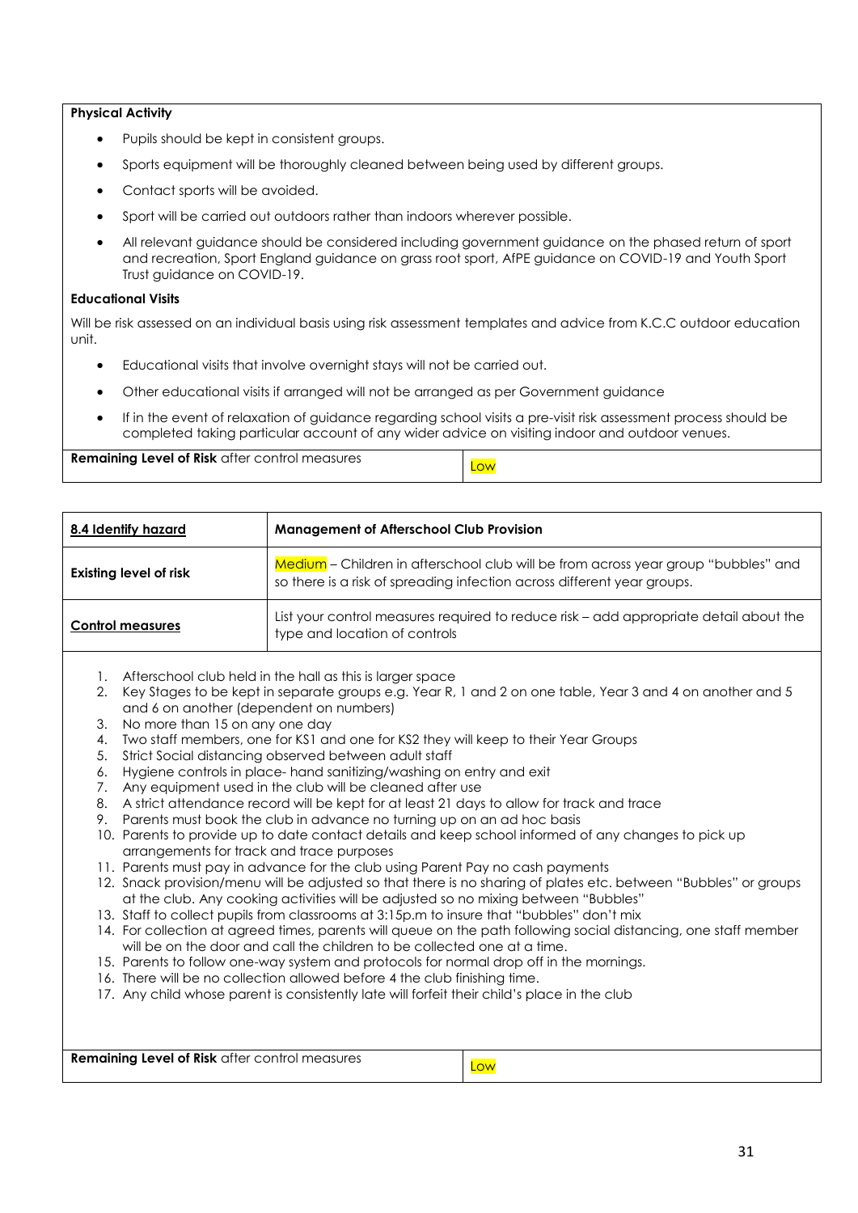**Physical Activity**

- Pupils should be kept in consistent groups.
- Sports equipment will be thoroughly cleaned between being used by different groups.
- Contact sports will be avoided.
- Sport will be carried out outdoors rather than indoors wherever possible.
- All relevant guidance should be considered including government guidance on the phased return of sport and recreation, Sport England guidance on grass root sport, AfPE guidance on COVID-19 and Youth Sport Trust guidance on COVID-19.

**Educational Visits**

Will be risk assessed on an individual basis using risk assessment templates and advice from K.C.C outdoor education unit.

- Educational visits that involve overnight stays will not be carried out.
- Other educational visits if arranged will not be arranged as per Government guidance
- If in the event of relaxation of guidance regarding school visits a pre-visit risk assessment process should be completed taking particular account of any wider advice on visiting indoor and outdoor venues.

| **Remaining Level of Risk** after control measures | Low |
|---|---|

| **8.4 Identify hazard** | **Management of Afterschool Club Provision** |
|---|---|
| **Existing level of risk** | Medium – Children in afterschool club will be from across year group "bubbles" and so there is a risk of spreading infection across different year groups. |
| **Control measures** | List your control measures required to reduce risk – add appropriate detail about the type and location of controls |

1. Afterschool club held in the hall as this is larger space
2. Key Stages to be kept in separate groups e.g. Year R, 1 and 2 on one table, Year 3 and 4 on another and 5 and 6 on another (dependent on numbers)
3. No more than 15 on any one day
4. Two staff members, one for KS1 and one for KS2 they will keep to their Year Groups
5. Strict Social distancing observed between adult staff
6. Hygiene controls in place- hand sanitizing/washing on entry and exit
7. Any equipment used in the club will be cleaned after use
8. A strict attendance record will be kept for at least 21 days to allow for track and trace
9. Parents must book the club in advance no turning up on an ad hoc basis
10. Parents to provide up to date contact details and keep school informed of any changes to pick up arrangements for track and trace purposes
11. Parents must pay in advance for the club using Parent Pay no cash payments
12. Snack provision/menu will be adjusted so that there is no sharing of plates etc. between "Bubbles" or groups at the club. Any cooking activities will be adjusted so no mixing between "Bubbles"
13. Staff to collect pupils from classrooms at 3:15p.m to insure that "bubbles" don't mix
14. For collection at agreed times, parents will queue on the path following social distancing, one staff member will be on the door and call the children to be collected one at a time.
15. Parents to follow one-way system and protocols for normal drop off in the mornings.
16. There will be no collection allowed before 4 the club finishing time.
17. Any child whose parent is consistently late will forfeit their child's place in the club

| **Remaining Level of Risk** after control measures | Low |
|---|---|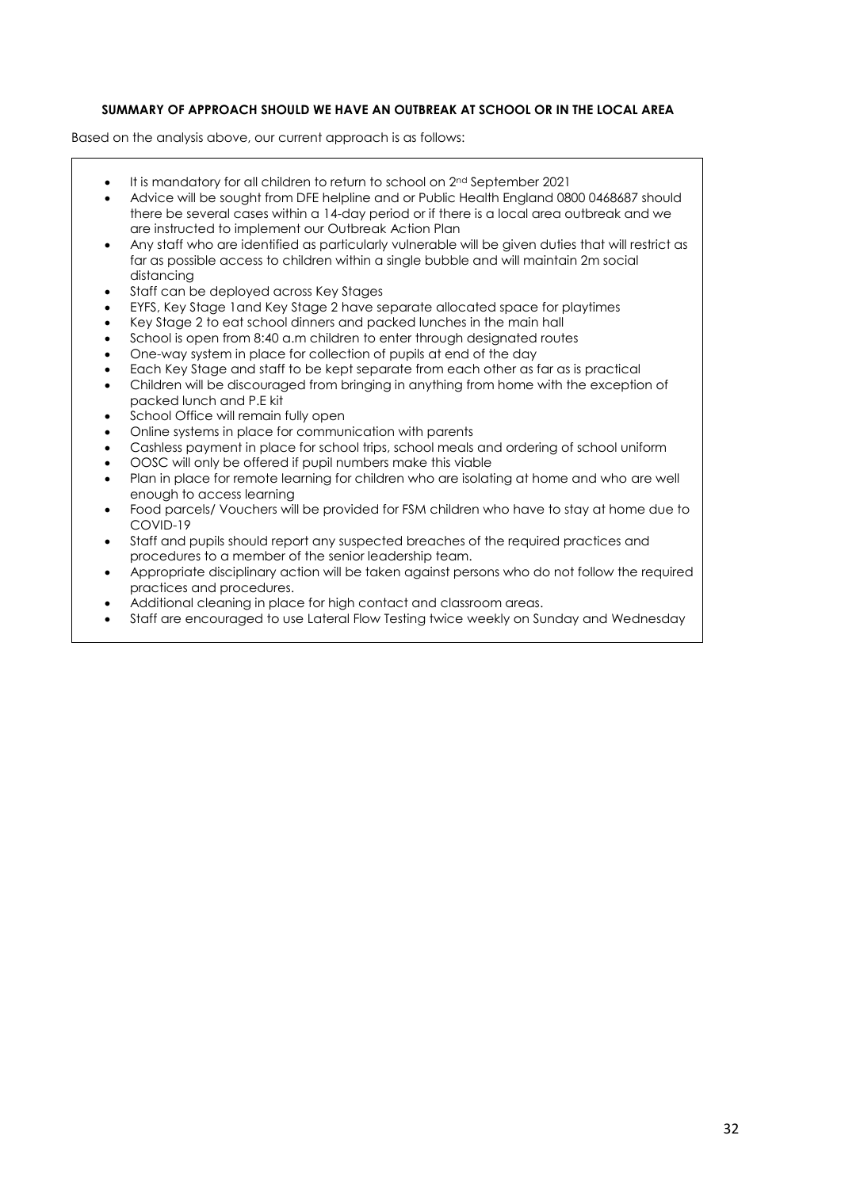**SUMMARY OF APPROACH SHOULD WE HAVE AN OUTBREAK AT SCHOOL OR IN THE LOCAL AREA**

Based on the analysis above, our current approach is as follows:

- It is mandatory for all children to return to school on 2nd September 2021
- Advice will be sought from DFE helpline and or Public Health England 0800 0468687 should there be several cases within a 14-day period or if there is a local area outbreak and we are instructed to implement our Outbreak Action Plan
- Any staff who are identified as particularly vulnerable will be given duties that will restrict as far as possible access to children within a single bubble and will maintain 2m social distancing
- Staff can be deployed across Key Stages
- EYFS, Key Stage 1and Key Stage 2 have separate allocated space for playtimes
- Key Stage 2 to eat school dinners and packed lunches in the main hall
- School is open from 8:40 a.m children to enter through designated routes
- One-way system in place for collection of pupils at end of the day
- Each Key Stage and staff to be kept separate from each other as far as is practical
- Children will be discouraged from bringing in anything from home with the exception of packed lunch and P.E kit
- School Office will remain fully open
- Online systems in place for communication with parents
- Cashless payment in place for school trips, school meals and ordering of school uniform
- OOSC will only be offered if pupil numbers make this viable
- Plan in place for remote learning for children who are isolating at home and who are well enough to access learning
- Food parcels/ Vouchers will be provided for FSM children who have to stay at home due to COVID-19
- Staff and pupils should report any suspected breaches of the required practices and procedures to a member of the senior leadership team.
- Appropriate disciplinary action will be taken against persons who do not follow the required practices and procedures.
- Additional cleaning in place for high contact and classroom areas.
- Staff are encouraged to use Lateral Flow Testing twice weekly on Sunday and Wednesday